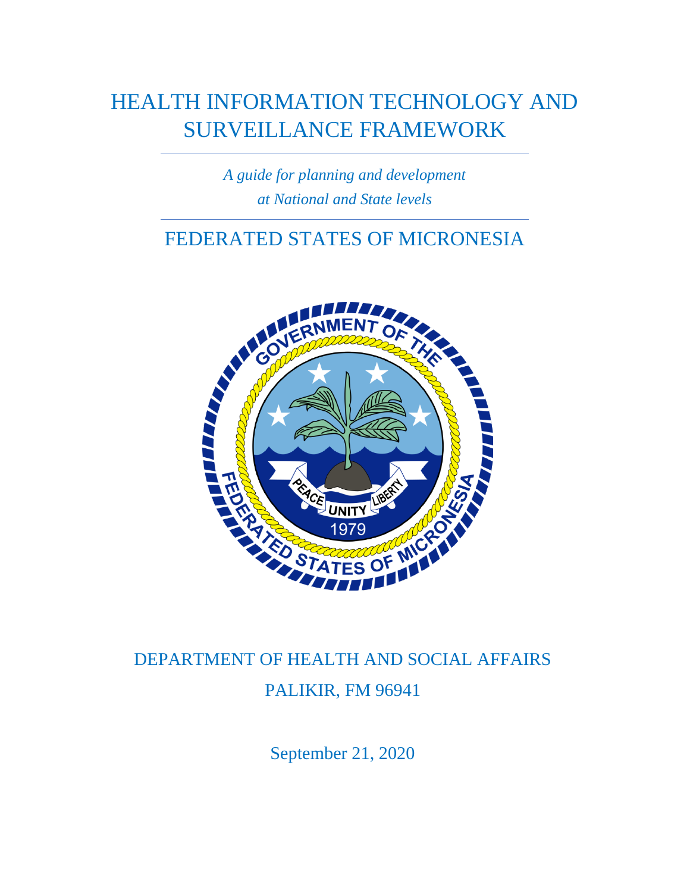# HEALTH INFORMATION TECHNOLOGY AND SURVEILLANCE FRAMEWORK

*A guide for planning and development*
*at National and State levels*

## FEDERATED STATES OF MICRONESIA

DEPARTMENT OF HEALTH AND SOCIAL AFFAIRS

PALIKIR, FM 96941

September 21, 2020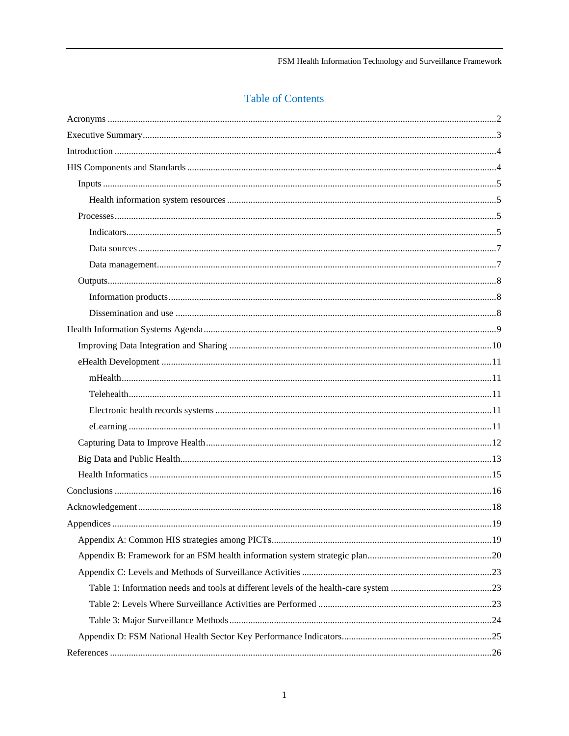# Table of Contents

Acronyms ....................2

Executive Summary ....................3

Introduction ....................4

HIS Components and Standards ....................4

- Inputs ....................5
  - Health information system resources ....................5
- Processes ....................5
  - Indicators ....................5
  - Data sources ....................7
  - Data management ....................7
- Outputs ....................8
  - Information products ....................8
  - Dissemination and use ....................8

Health Information Systems Agenda ....................9

- Improving Data Integration and Sharing ....................10
- eHealth Development ....................11
  - mHealth ....................11
  - Telehealth ....................11
  - Electronic health records systems ....................11
  - eLearning ....................11
- Capturing Data to Improve Health ....................12
- Big Data and Public Health ....................13
- Health Informatics ....................15

Conclusions ....................16

Acknowledgement ....................18

Appendices ....................19

- Appendix A: Common HIS strategies among PICTs ....................19
- Appendix B: Framework for an FSM health information system strategic plan ....................20
- Appendix C: Levels and Methods of Surveillance Activities ....................23
  - Table 1: Information needs and tools at different levels of the health-care system ....................23
  - Table 2: Levels Where Surveillance Activities are Performed ....................23
  - Table 3: Major Surveillance Methods ....................24
- Appendix D: FSM National Health Sector Key Performance Indicators ....................25

References ....................26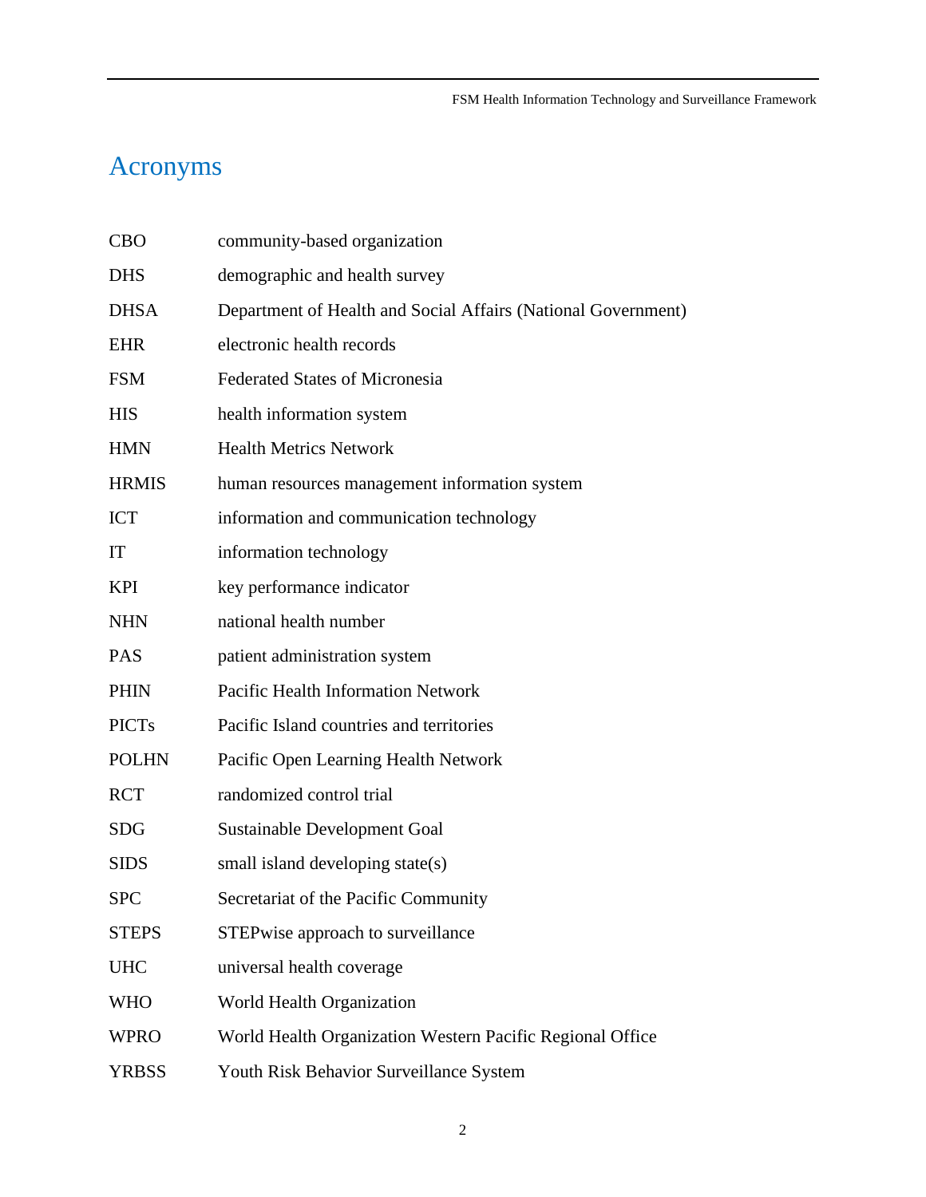# Acronyms

| | |
|---|---|
| CBO | community-based organization |
| DHS | demographic and health survey |
| DHSA | Department of Health and Social Affairs (National Government) |
| EHR | electronic health records |
| FSM | Federated States of Micronesia |
| HIS | health information system |
| HMN | Health Metrics Network |
| HRMIS | human resources management information system |
| ICT | information and communication technology |
| IT | information technology |
| KPI | key performance indicator |
| NHN | national health number |
| PAS | patient administration system |
| PHIN | Pacific Health Information Network |
| PICTs | Pacific Island countries and territories |
| POLHN | Pacific Open Learning Health Network |
| RCT | randomized control trial |
| SDG | Sustainable Development Goal |
| SIDS | small island developing state(s) |
| SPC | Secretariat of the Pacific Community |
| STEPS | STEPwise approach to surveillance |
| UHC | universal health coverage |
| WHO | World Health Organization |
| WPRO | World Health Organization Western Pacific Regional Office |
| YRBSS | Youth Risk Behavior Surveillance System |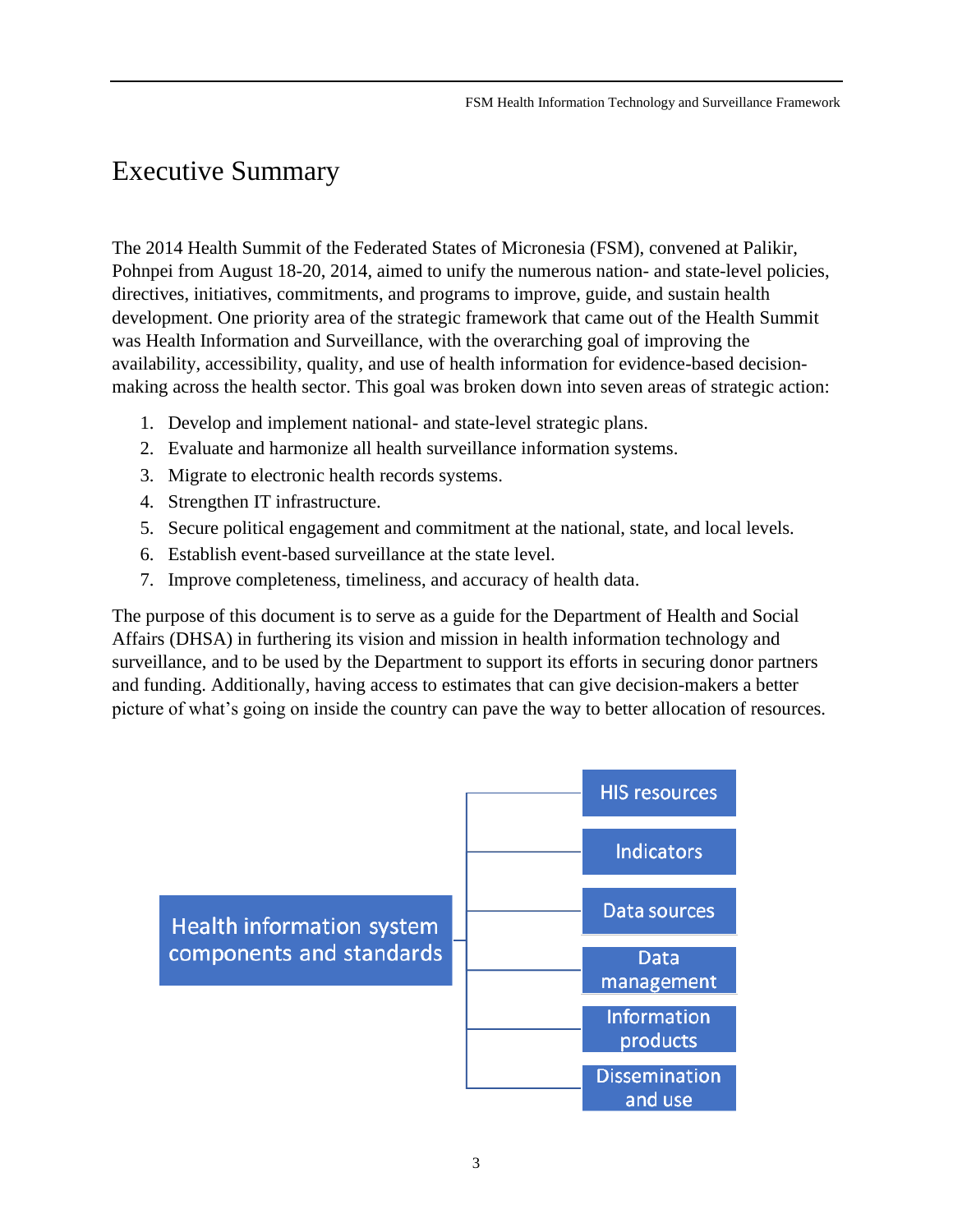# Executive Summary

The 2014 Health Summit of the Federated States of Micronesia (FSM), convened at Palikir, Pohnpei from August 18-20, 2014, aimed to unify the numerous nation- and state-level policies, directives, initiatives, commitments, and programs to improve, guide, and sustain health development. One priority area of the strategic framework that came out of the Health Summit was Health Information and Surveillance, with the overarching goal of improving the availability, accessibility, quality, and use of health information for evidence-based decision-making across the health sector. This goal was broken down into seven areas of strategic action:

1. Develop and implement national- and state-level strategic plans.
2. Evaluate and harmonize all health surveillance information systems.
3. Migrate to electronic health records systems.
4. Strengthen IT infrastructure.
5. Secure political engagement and commitment at the national, state, and local levels.
6. Establish event-based surveillance at the state level.
7. Improve completeness, timeliness, and accuracy of health data.

The purpose of this document is to serve as a guide for the Department of Health and Social Affairs (DHSA) in furthering its vision and mission in health information technology and surveillance, and to be used by the Department to support its efforts in securing donor partners and funding. Additionally, having access to estimates that can give decision-makers a better picture of what's going on inside the country can pave the way to better allocation of resources.

Health information system components and standards
- HIS resources
- Indicators
- Data sources
- Data management
- Information products
- Dissemination and use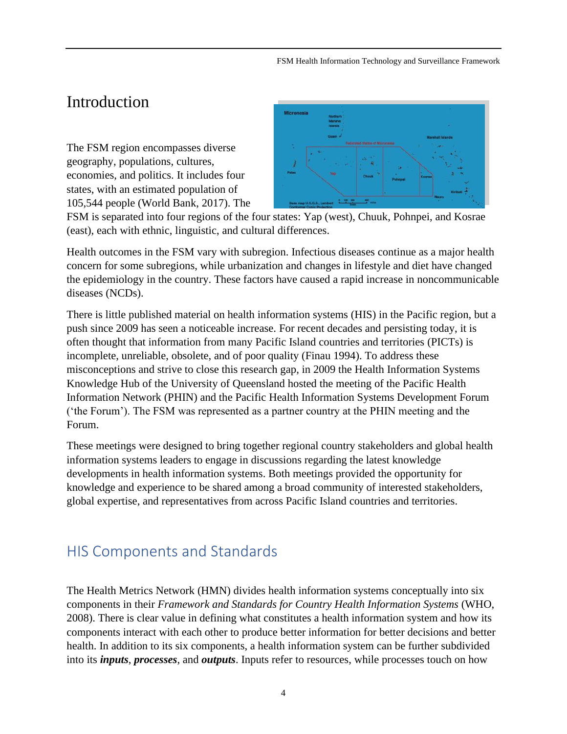# Introduction

The FSM region encompasses diverse geography, populations, cultures, economies, and politics. It includes four states, with an estimated population of 105,544 people (World Bank, 2017). The FSM is separated into four regions of the four states: Yap (west), Chuuk, Pohnpei, and Kosrae (east), each with ethnic, linguistic, and cultural differences.

Health outcomes in the FSM vary with subregion. Infectious diseases continue as a major health concern for some subregions, while urbanization and changes in lifestyle and diet have changed the epidemiology in the country. These factors have caused a rapid increase in noncommunicable diseases (NCDs).

There is little published material on health information systems (HIS) in the Pacific region, but a push since 2009 has seen a noticeable increase. For recent decades and persisting today, it is often thought that information from many Pacific Island countries and territories (PICTs) is incomplete, unreliable, obsolete, and of poor quality (Finau 1994). To address these misconceptions and strive to close this research gap, in 2009 the Health Information Systems Knowledge Hub of the University of Queensland hosted the meeting of the Pacific Health Information Network (PHIN) and the Pacific Health Information Systems Development Forum ('the Forum'). The FSM was represented as a partner country at the PHIN meeting and the Forum.

These meetings were designed to bring together regional country stakeholders and global health information systems leaders to engage in discussions regarding the latest knowledge developments in health information systems. Both meetings provided the opportunity for knowledge and experience to be shared among a broad community of interested stakeholders, global expertise, and representatives from across Pacific Island countries and territories.

## HIS Components and Standards

The Health Metrics Network (HMN) divides health information systems conceptually into six components in their *Framework and Standards for Country Health Information Systems* (WHO, 2008). There is clear value in defining what constitutes a health information system and how its components interact with each other to produce better information for better decisions and better health. In addition to its six components, a health information system can be further subdivided into its ***inputs***, ***processes***, and ***outputs***. Inputs refer to resources, while processes touch on how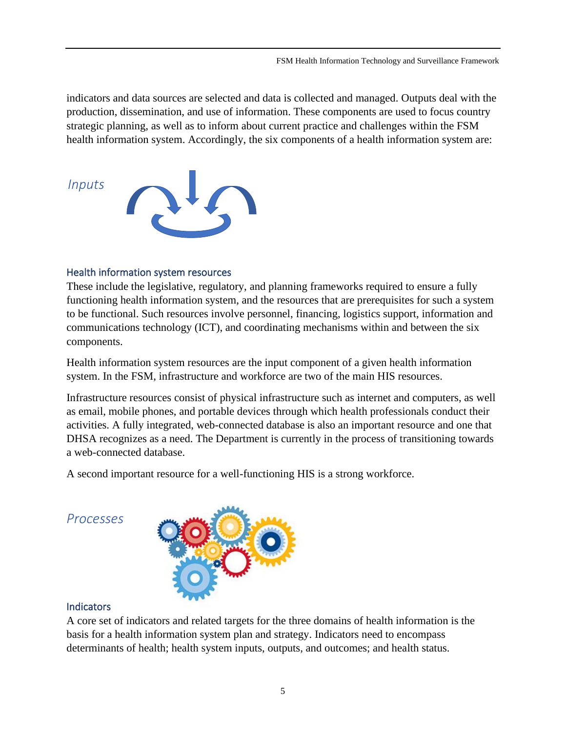indicators and data sources are selected and data is collected and managed. Outputs deal with the production, dissemination, and use of information. These components are used to focus country strategic planning, as well as to inform about current practice and challenges within the FSM health information system. Accordingly, the six components of a health information system are:

## *Inputs*

### Health information system resources

These include the legislative, regulatory, and planning frameworks required to ensure a fully functioning health information system, and the resources that are prerequisites for such a system to be functional. Such resources involve personnel, financing, logistics support, information and communications technology (ICT), and coordinating mechanisms within and between the six components.

Health information system resources are the input component of a given health information system. In the FSM, infrastructure and workforce are two of the main HIS resources.

Infrastructure resources consist of physical infrastructure such as internet and computers, as well as email, mobile phones, and portable devices through which health professionals conduct their activities. A fully integrated, web-connected database is also an important resource and one that DHSA recognizes as a need. The Department is currently in the process of transitioning towards a web-connected database.

A second important resource for a well-functioning HIS is a strong workforce.

## *Processes*

### Indicators

A core set of indicators and related targets for the three domains of health information is the basis for a health information system plan and strategy. Indicators need to encompass determinants of health; health system inputs, outputs, and outcomes; and health status.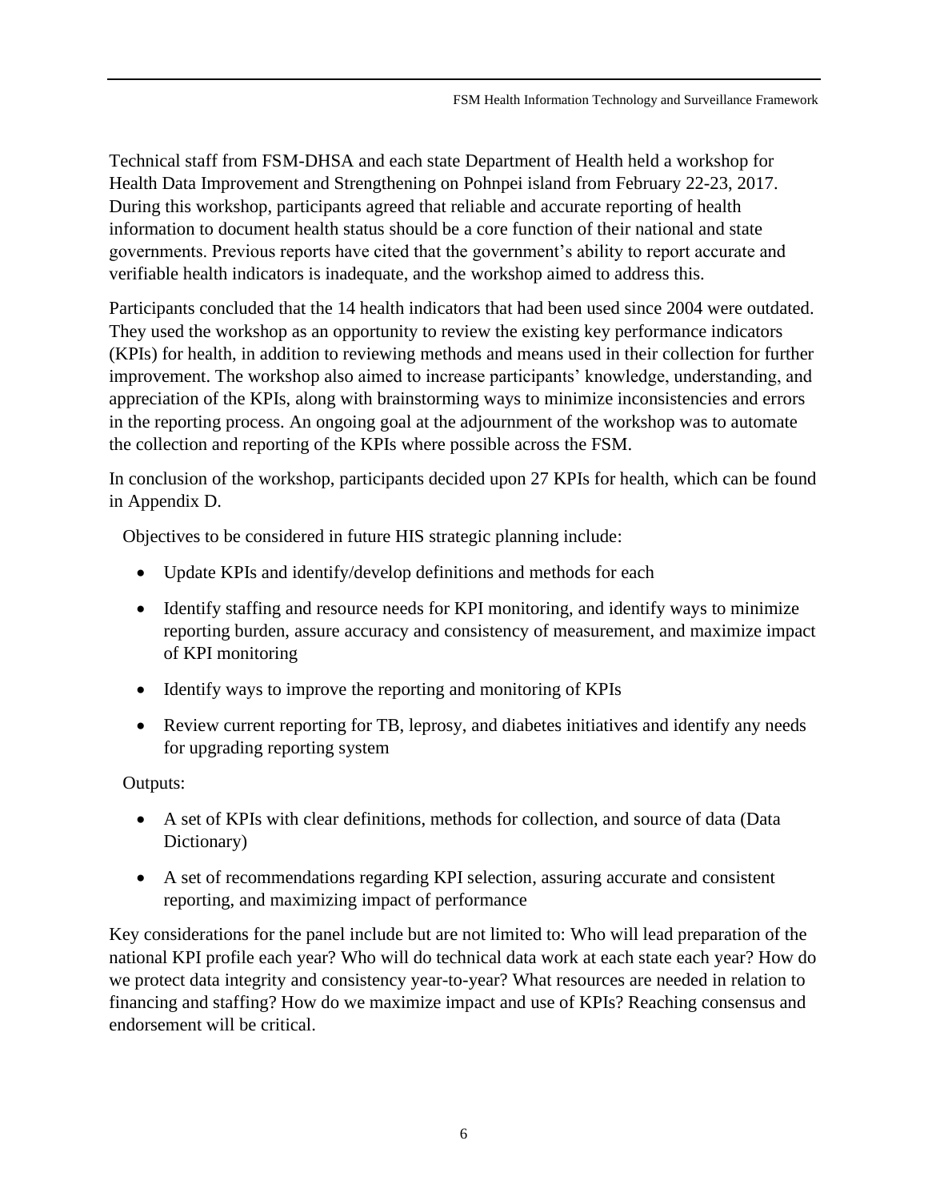Technical staff from FSM-DHSA and each state Department of Health held a workshop for Health Data Improvement and Strengthening on Pohnpei island from February 22-23, 2017. During this workshop, participants agreed that reliable and accurate reporting of health information to document health status should be a core function of their national and state governments. Previous reports have cited that the government's ability to report accurate and verifiable health indicators is inadequate, and the workshop aimed to address this.

Participants concluded that the 14 health indicators that had been used since 2004 were outdated. They used the workshop as an opportunity to review the existing key performance indicators (KPIs) for health, in addition to reviewing methods and means used in their collection for further improvement. The workshop also aimed to increase participants' knowledge, understanding, and appreciation of the KPIs, along with brainstorming ways to minimize inconsistencies and errors in the reporting process. An ongoing goal at the adjournment of the workshop was to automate the collection and reporting of the KPIs where possible across the FSM.

In conclusion of the workshop, participants decided upon 27 KPIs for health, which can be found in Appendix D.

Objectives to be considered in future HIS strategic planning include:

- Update KPIs and identify/develop definitions and methods for each
- Identify staffing and resource needs for KPI monitoring, and identify ways to minimize reporting burden, assure accuracy and consistency of measurement, and maximize impact of KPI monitoring
- Identify ways to improve the reporting and monitoring of KPIs
- Review current reporting for TB, leprosy, and diabetes initiatives and identify any needs for upgrading reporting system

Outputs:

- A set of KPIs with clear definitions, methods for collection, and source of data (Data Dictionary)
- A set of recommendations regarding KPI selection, assuring accurate and consistent reporting, and maximizing impact of performance

Key considerations for the panel include but are not limited to: Who will lead preparation of the national KPI profile each year? Who will do technical data work at each state each year? How do we protect data integrity and consistency year-to-year? What resources are needed in relation to financing and staffing? How do we maximize impact and use of KPIs? Reaching consensus and endorsement will be critical.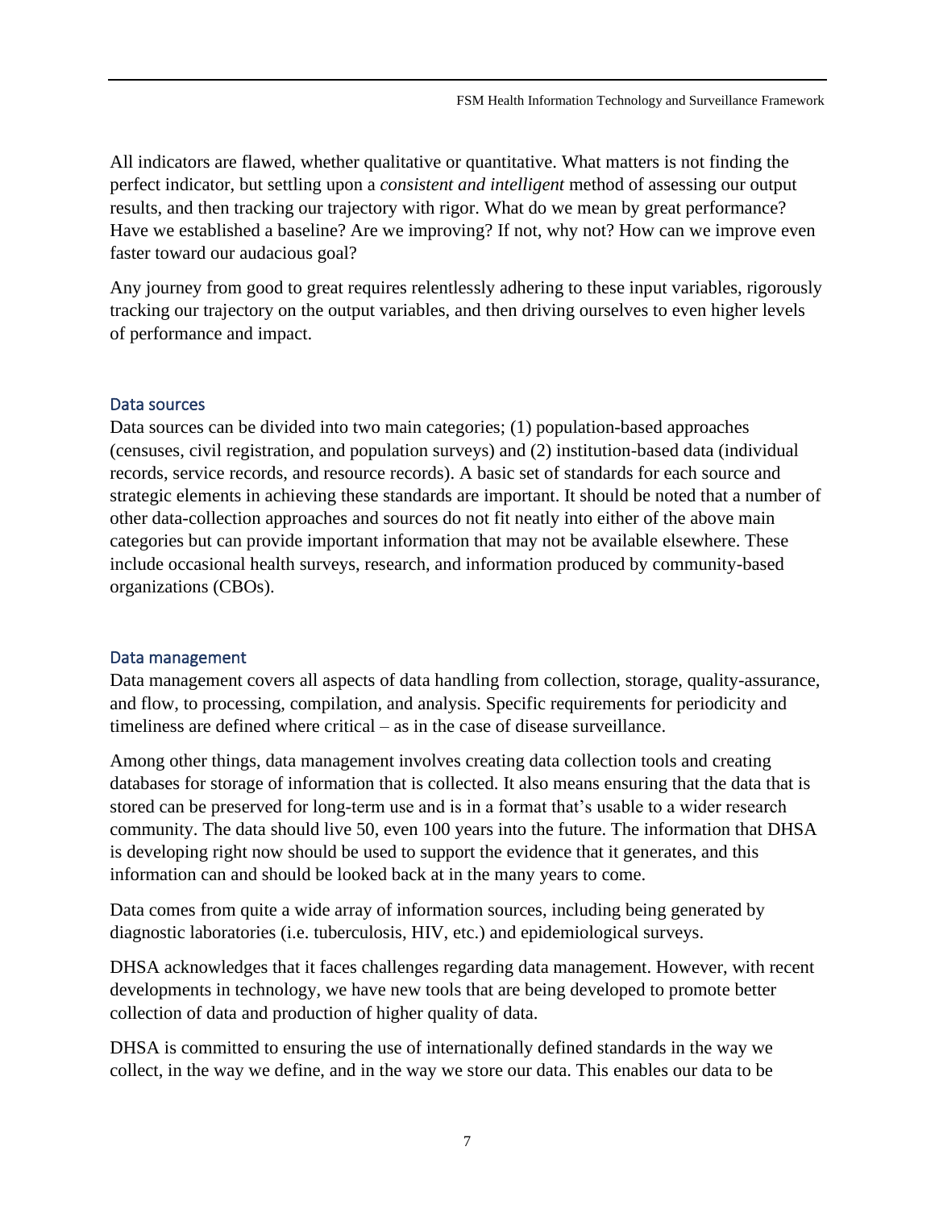All indicators are flawed, whether qualitative or quantitative. What matters is not finding the perfect indicator, but settling upon a *consistent and intelligent* method of assessing our output results, and then tracking our trajectory with rigor. What do we mean by great performance? Have we established a baseline? Are we improving? If not, why not? How can we improve even faster toward our audacious goal?

Any journey from good to great requires relentlessly adhering to these input variables, rigorously tracking our trajectory on the output variables, and then driving ourselves to even higher levels of performance and impact.

### Data sources

Data sources can be divided into two main categories; (1) population-based approaches (censuses, civil registration, and population surveys) and (2) institution-based data (individual records, service records, and resource records). A basic set of standards for each source and strategic elements in achieving these standards are important. It should be noted that a number of other data-collection approaches and sources do not fit neatly into either of the above main categories but can provide important information that may not be available elsewhere. These include occasional health surveys, research, and information produced by community-based organizations (CBOs).

### Data management

Data management covers all aspects of data handling from collection, storage, quality-assurance, and flow, to processing, compilation, and analysis. Specific requirements for periodicity and timeliness are defined where critical – as in the case of disease surveillance.

Among other things, data management involves creating data collection tools and creating databases for storage of information that is collected. It also means ensuring that the data that is stored can be preserved for long-term use and is in a format that's usable to a wider research community. The data should live 50, even 100 years into the future. The information that DHSA is developing right now should be used to support the evidence that it generates, and this information can and should be looked back at in the many years to come.

Data comes from quite a wide array of information sources, including being generated by diagnostic laboratories (i.e. tuberculosis, HIV, etc.) and epidemiological surveys.

DHSA acknowledges that it faces challenges regarding data management. However, with recent developments in technology, we have new tools that are being developed to promote better collection of data and production of higher quality of data.

DHSA is committed to ensuring the use of internationally defined standards in the way we collect, in the way we define, and in the way we store our data. This enables our data to be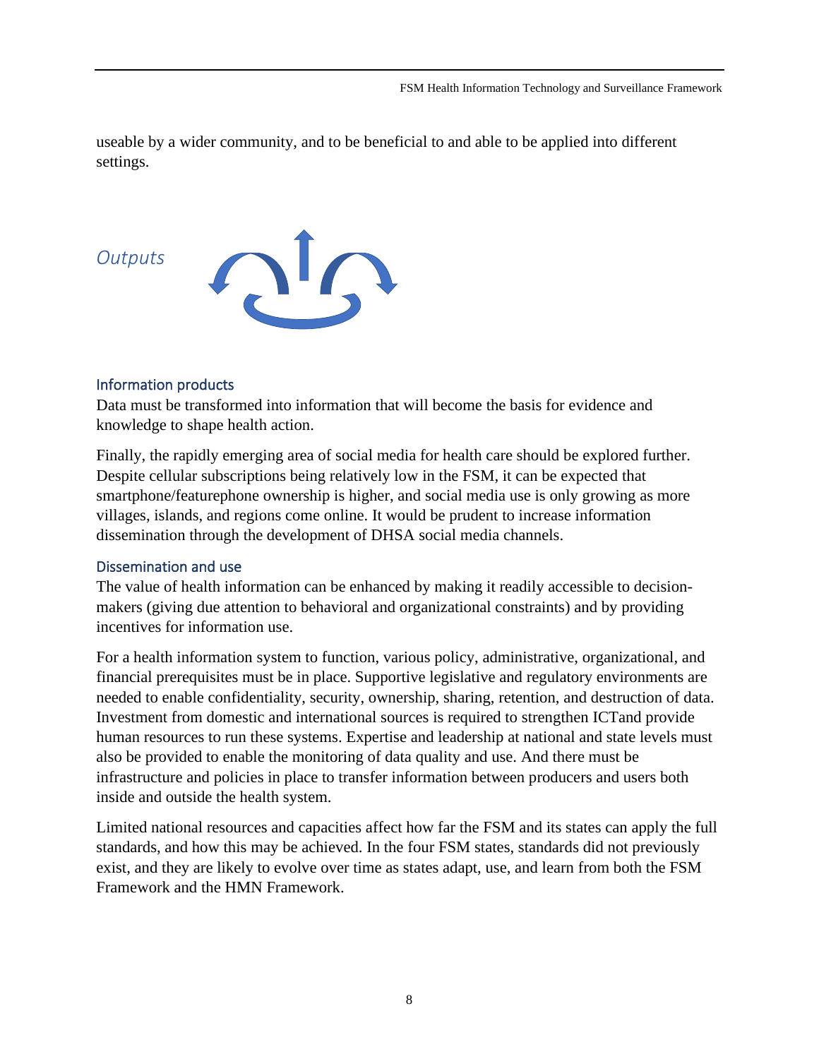useable by a wider community, and to be beneficial to and able to be applied into different settings.

## *Outputs*

### Information products

Data must be transformed into information that will become the basis for evidence and knowledge to shape health action.

Finally, the rapidly emerging area of social media for health care should be explored further. Despite cellular subscriptions being relatively low in the FSM, it can be expected that smartphone/featurephone ownership is higher, and social media use is only growing as more villages, islands, and regions come online. It would be prudent to increase information dissemination through the development of DHSA social media channels.

### Dissemination and use

The value of health information can be enhanced by making it readily accessible to decision-makers (giving due attention to behavioral and organizational constraints) and by providing incentives for information use.

For a health information system to function, various policy, administrative, organizational, and financial prerequisites must be in place. Supportive legislative and regulatory environments are needed to enable confidentiality, security, ownership, sharing, retention, and destruction of data. Investment from domestic and international sources is required to strengthen ICTand provide human resources to run these systems. Expertise and leadership at national and state levels must also be provided to enable the monitoring of data quality and use. And there must be infrastructure and policies in place to transfer information between producers and users both inside and outside the health system.

Limited national resources and capacities affect how far the FSM and its states can apply the full standards, and how this may be achieved. In the four FSM states, standards did not previously exist, and they are likely to evolve over time as states adapt, use, and learn from both the FSM Framework and the HMN Framework.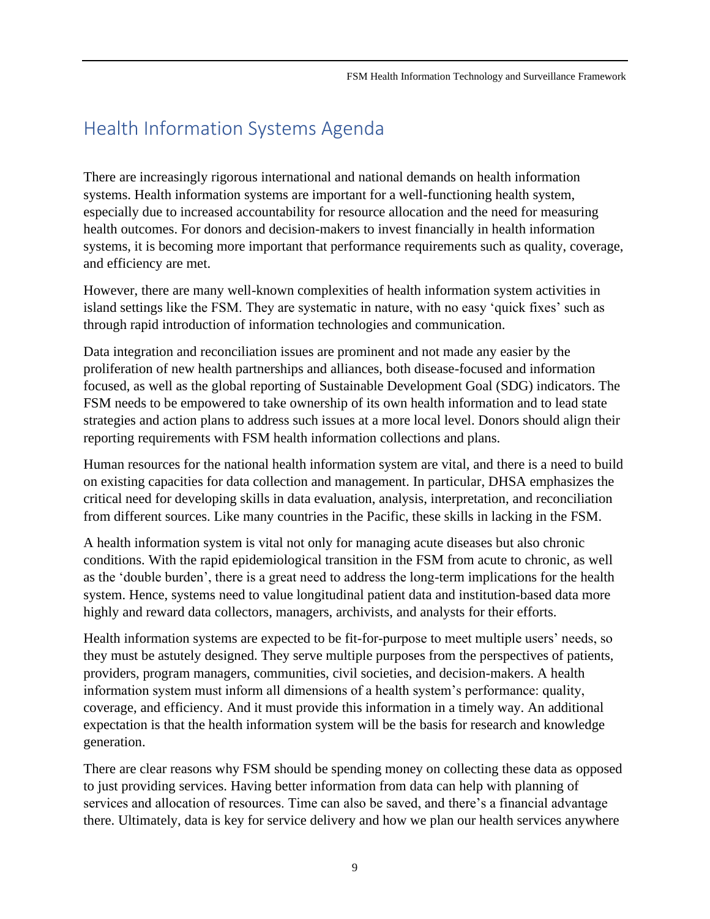# Health Information Systems Agenda

There are increasingly rigorous international and national demands on health information systems. Health information systems are important for a well-functioning health system, especially due to increased accountability for resource allocation and the need for measuring health outcomes. For donors and decision-makers to invest financially in health information systems, it is becoming more important that performance requirements such as quality, coverage, and efficiency are met.

However, there are many well-known complexities of health information system activities in island settings like the FSM. They are systematic in nature, with no easy 'quick fixes' such as through rapid introduction of information technologies and communication.

Data integration and reconciliation issues are prominent and not made any easier by the proliferation of new health partnerships and alliances, both disease-focused and information focused, as well as the global reporting of Sustainable Development Goal (SDG) indicators. The FSM needs to be empowered to take ownership of its own health information and to lead state strategies and action plans to address such issues at a more local level. Donors should align their reporting requirements with FSM health information collections and plans.

Human resources for the national health information system are vital, and there is a need to build on existing capacities for data collection and management. In particular, DHSA emphasizes the critical need for developing skills in data evaluation, analysis, interpretation, and reconciliation from different sources. Like many countries in the Pacific, these skills in lacking in the FSM.

A health information system is vital not only for managing acute diseases but also chronic conditions. With the rapid epidemiological transition in the FSM from acute to chronic, as well as the 'double burden', there is a great need to address the long-term implications for the health system. Hence, systems need to value longitudinal patient data and institution-based data more highly and reward data collectors, managers, archivists, and analysts for their efforts.

Health information systems are expected to be fit-for-purpose to meet multiple users' needs, so they must be astutely designed. They serve multiple purposes from the perspectives of patients, providers, program managers, communities, civil societies, and decision-makers. A health information system must inform all dimensions of a health system's performance: quality, coverage, and efficiency. And it must provide this information in a timely way. An additional expectation is that the health information system will be the basis for research and knowledge generation.

There are clear reasons why FSM should be spending money on collecting these data as opposed to just providing services. Having better information from data can help with planning of services and allocation of resources. Time can also be saved, and there's a financial advantage there. Ultimately, data is key for service delivery and how we plan our health services anywhere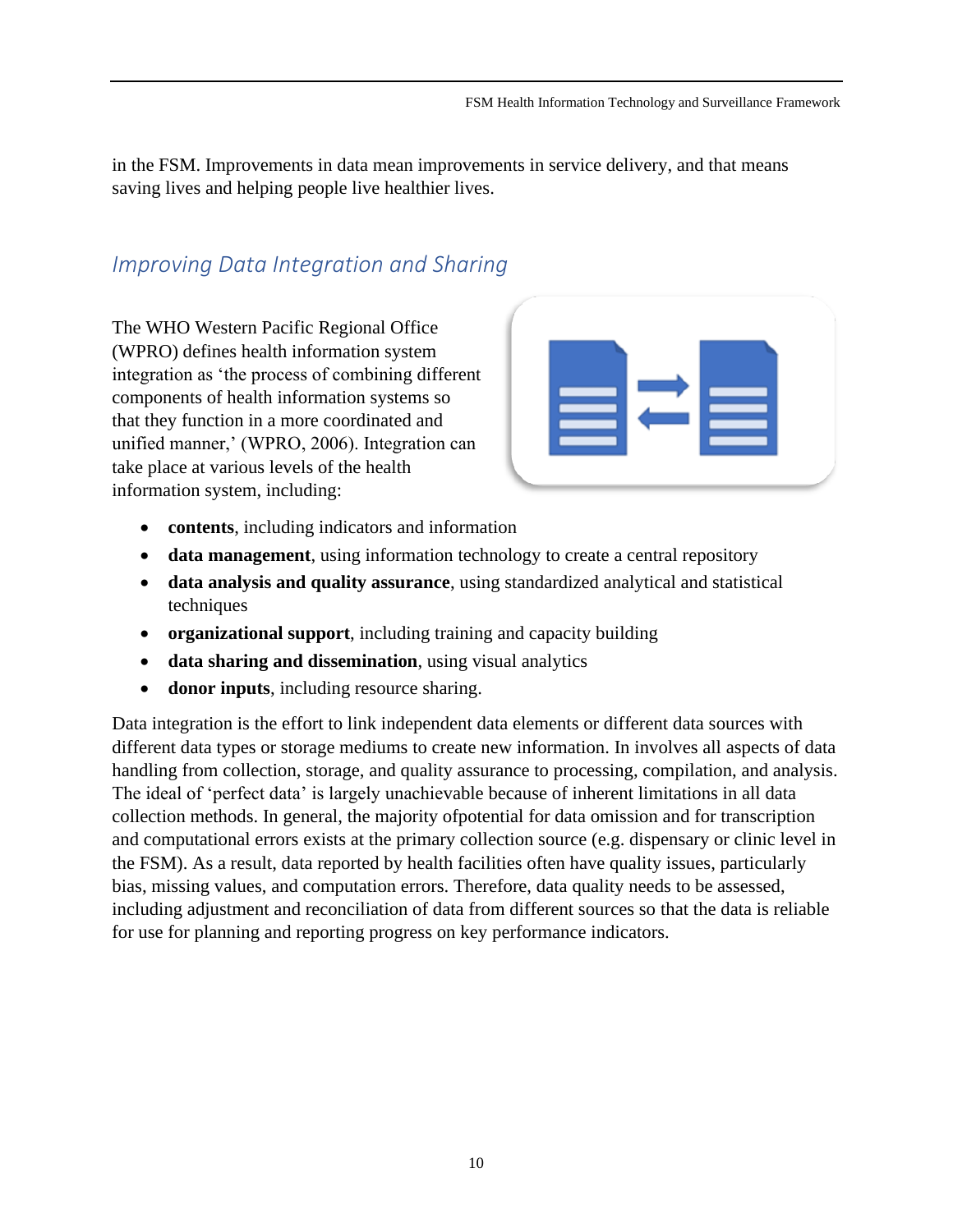in the FSM. Improvements in data mean improvements in service delivery, and that means saving lives and helping people live healthier lives.

## *Improving Data Integration and Sharing*

The WHO Western Pacific Regional Office (WPRO) defines health information system integration as 'the process of combining different components of health information systems so that they function in a more coordinated and unified manner,' (WPRO, 2006). Integration can take place at various levels of the health information system, including:

- **contents**, including indicators and information
- **data management**, using information technology to create a central repository
- **data analysis and quality assurance**, using standardized analytical and statistical techniques
- **organizational support**, including training and capacity building
- **data sharing and dissemination**, using visual analytics
- **donor inputs**, including resource sharing.

Data integration is the effort to link independent data elements or different data sources with different data types or storage mediums to create new information. In involves all aspects of data handling from collection, storage, and quality assurance to processing, compilation, and analysis. The ideal of 'perfect data' is largely unachievable because of inherent limitations in all data collection methods. In general, the majority ofpotential for data omission and for transcription and computational errors exists at the primary collection source (e.g. dispensary or clinic level in the FSM). As a result, data reported by health facilities often have quality issues, particularly bias, missing values, and computation errors. Therefore, data quality needs to be assessed, including adjustment and reconciliation of data from different sources so that the data is reliable for use for planning and reporting progress on key performance indicators.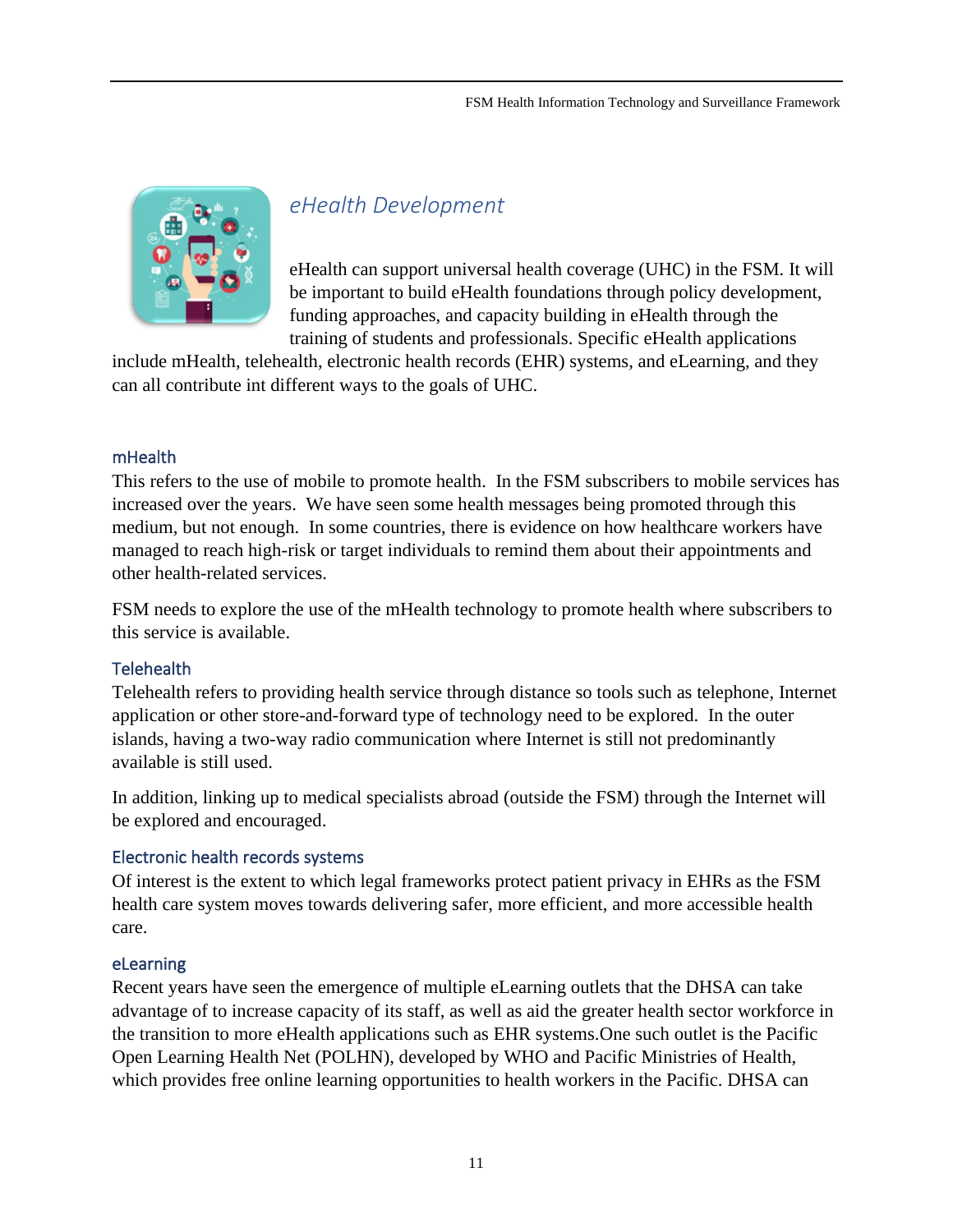## *eHealth Development*

eHealth can support universal health coverage (UHC) in the FSM. It will be important to build eHealth foundations through policy development, funding approaches, and capacity building in eHealth through the training of students and professionals. Specific eHealth applications include mHealth, telehealth, electronic health records (EHR) systems, and eLearning, and they can all contribute int different ways to the goals of UHC.

### mHealth

This refers to the use of mobile to promote health. In the FSM subscribers to mobile services has increased over the years. We have seen some health messages being promoted through this medium, but not enough. In some countries, there is evidence on how healthcare workers have managed to reach high-risk or target individuals to remind them about their appointments and other health-related services.

FSM needs to explore the use of the mHealth technology to promote health where subscribers to this service is available.

### Telehealth

Telehealth refers to providing health service through distance so tools such as telephone, Internet application or other store-and-forward type of technology need to be explored. In the outer islands, having a two-way radio communication where Internet is still not predominantly available is still used.

In addition, linking up to medical specialists abroad (outside the FSM) through the Internet will be explored and encouraged.

### Electronic health records systems

Of interest is the extent to which legal frameworks protect patient privacy in EHRs as the FSM health care system moves towards delivering safer, more efficient, and more accessible health care.

### eLearning

Recent years have seen the emergence of multiple eLearning outlets that the DHSA can take advantage of to increase capacity of its staff, as well as aid the greater health sector workforce in the transition to more eHealth applications such as EHR systems.One such outlet is the Pacific Open Learning Health Net (POLHN), developed by WHO and Pacific Ministries of Health, which provides free online learning opportunities to health workers in the Pacific. DHSA can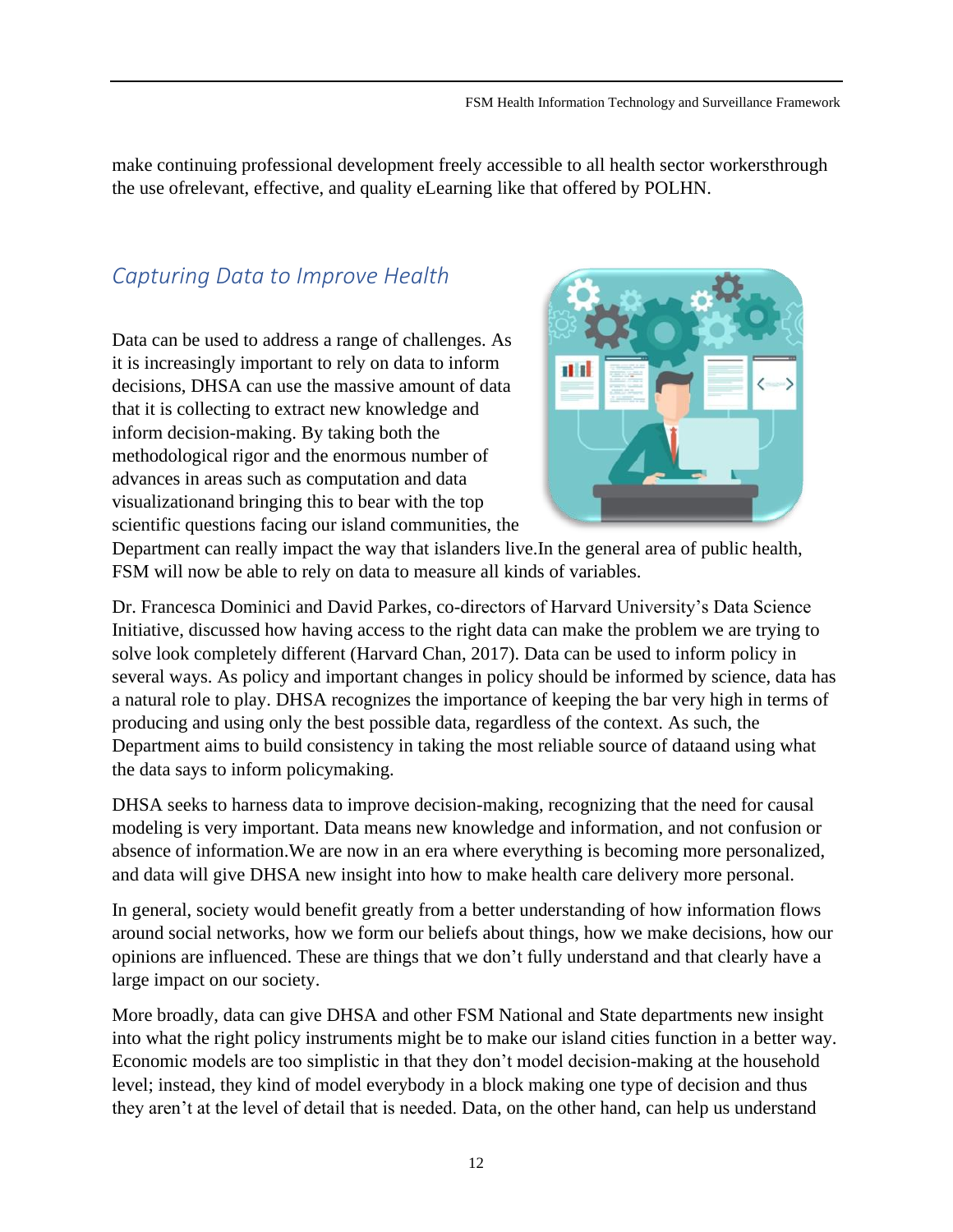make continuing professional development freely accessible to all health sector workersthrough the use ofrelevant, effective, and quality eLearning like that offered by POLHN.

## Capturing Data to Improve Health

Data can be used to address a range of challenges. As it is increasingly important to rely on data to inform decisions, DHSA can use the massive amount of data that it is collecting to extract new knowledge and inform decision-making. By taking both the methodological rigor and the enormous number of advances in areas such as computation and data visualizationand bringing this to bear with the top scientific questions facing our island communities, the Department can really impact the way that islanders live.In the general area of public health, FSM will now be able to rely on data to measure all kinds of variables.

Dr. Francesca Dominici and David Parkes, co-directors of Harvard University's Data Science Initiative, discussed how having access to the right data can make the problem we are trying to solve look completely different (Harvard Chan, 2017). Data can be used to inform policy in several ways. As policy and important changes in policy should be informed by science, data has a natural role to play. DHSA recognizes the importance of keeping the bar very high in terms of producing and using only the best possible data, regardless of the context. As such, the Department aims to build consistency in taking the most reliable source of dataand using what the data says to inform policymaking.

DHSA seeks to harness data to improve decision-making, recognizing that the need for causal modeling is very important. Data means new knowledge and information, and not confusion or absence of information.We are now in an era where everything is becoming more personalized, and data will give DHSA new insight into how to make health care delivery more personal.

In general, society would benefit greatly from a better understanding of how information flows around social networks, how we form our beliefs about things, how we make decisions, how our opinions are influenced. These are things that we don't fully understand and that clearly have a large impact on our society.

More broadly, data can give DHSA and other FSM National and State departments new insight into what the right policy instruments might be to make our island cities function in a better way. Economic models are too simplistic in that they don't model decision-making at the household level; instead, they kind of model everybody in a block making one type of decision and thus they aren't at the level of detail that is needed. Data, on the other hand, can help us understand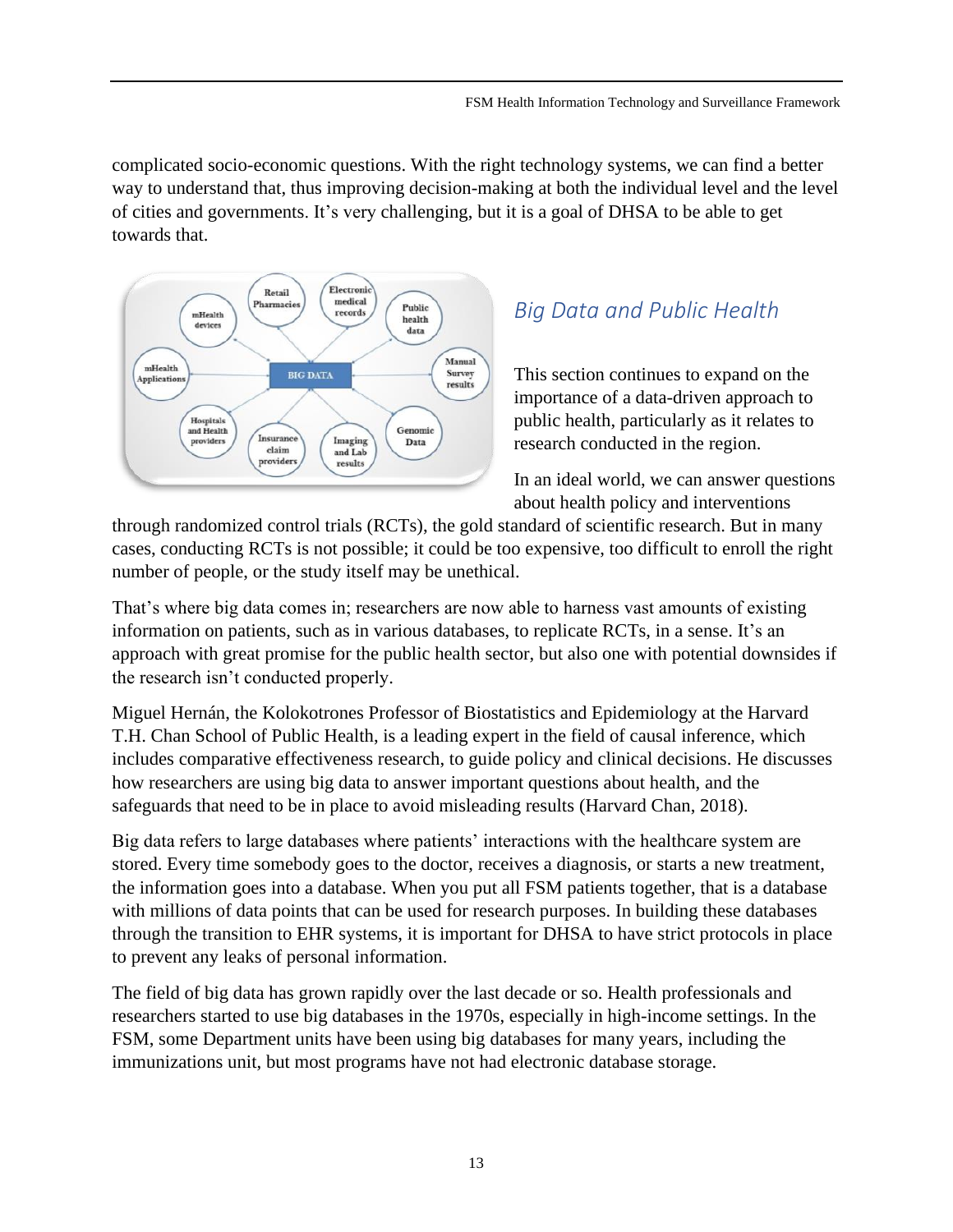complicated socio-economic questions. With the right technology systems, we can find a better way to understand that, thus improving decision-making at both the individual level and the level of cities and governments. It's very challenging, but it is a goal of DHSA to be able to get towards that.

## *Big Data and Public Health*

This section continues to expand on the importance of a data-driven approach to public health, particularly as it relates to research conducted in the region.

In an ideal world, we can answer questions about health policy and interventions through randomized control trials (RCTs), the gold standard of scientific research. But in many cases, conducting RCTs is not possible; it could be too expensive, too difficult to enroll the right number of people, or the study itself may be unethical.

That's where big data comes in; researchers are now able to harness vast amounts of existing information on patients, such as in various databases, to replicate RCTs, in a sense. It's an approach with great promise for the public health sector, but also one with potential downsides if the research isn't conducted properly.

Miguel Hernán, the Kolokotrones Professor of Biostatistics and Epidemiology at the Harvard T.H. Chan School of Public Health, is a leading expert in the field of causal inference, which includes comparative effectiveness research, to guide policy and clinical decisions. He discusses how researchers are using big data to answer important questions about health, and the safeguards that need to be in place to avoid misleading results (Harvard Chan, 2018).

Big data refers to large databases where patients' interactions with the healthcare system are stored. Every time somebody goes to the doctor, receives a diagnosis, or starts a new treatment, the information goes into a database. When you put all FSM patients together, that is a database with millions of data points that can be used for research purposes. In building these databases through the transition to EHR systems, it is important for DHSA to have strict protocols in place to prevent any leaks of personal information.

The field of big data has grown rapidly over the last decade or so. Health professionals and researchers started to use big databases in the 1970s, especially in high-income settings. In the FSM, some Department units have been using big databases for many years, including the immunizations unit, but most programs have not had electronic database storage.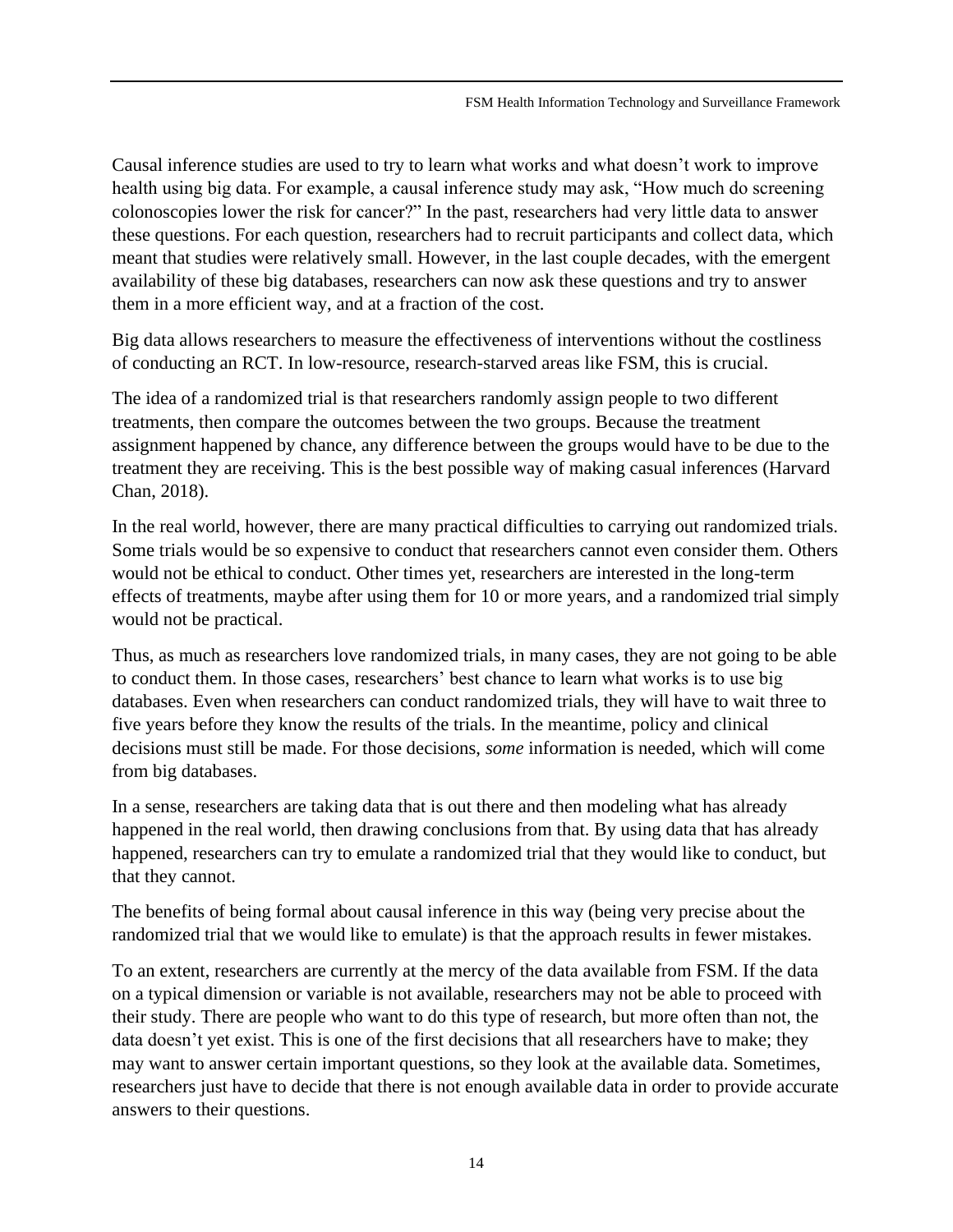Causal inference studies are used to try to learn what works and what doesn't work to improve health using big data. For example, a causal inference study may ask, "How much do screening colonoscopies lower the risk for cancer?" In the past, researchers had very little data to answer these questions. For each question, researchers had to recruit participants and collect data, which meant that studies were relatively small. However, in the last couple decades, with the emergent availability of these big databases, researchers can now ask these questions and try to answer them in a more efficient way, and at a fraction of the cost.

Big data allows researchers to measure the effectiveness of interventions without the costliness of conducting an RCT. In low-resource, research-starved areas like FSM, this is crucial.

The idea of a randomized trial is that researchers randomly assign people to two different treatments, then compare the outcomes between the two groups. Because the treatment assignment happened by chance, any difference between the groups would have to be due to the treatment they are receiving. This is the best possible way of making casual inferences (Harvard Chan, 2018).

In the real world, however, there are many practical difficulties to carrying out randomized trials. Some trials would be so expensive to conduct that researchers cannot even consider them. Others would not be ethical to conduct. Other times yet, researchers are interested in the long-term effects of treatments, maybe after using them for 10 or more years, and a randomized trial simply would not be practical.

Thus, as much as researchers love randomized trials, in many cases, they are not going to be able to conduct them. In those cases, researchers' best chance to learn what works is to use big databases. Even when researchers can conduct randomized trials, they will have to wait three to five years before they know the results of the trials. In the meantime, policy and clinical decisions must still be made. For those decisions, *some* information is needed, which will come from big databases.

In a sense, researchers are taking data that is out there and then modeling what has already happened in the real world, then drawing conclusions from that. By using data that has already happened, researchers can try to emulate a randomized trial that they would like to conduct, but that they cannot.

The benefits of being formal about causal inference in this way (being very precise about the randomized trial that we would like to emulate) is that the approach results in fewer mistakes.

To an extent, researchers are currently at the mercy of the data available from FSM. If the data on a typical dimension or variable is not available, researchers may not be able to proceed with their study. There are people who want to do this type of research, but more often than not, the data doesn't yet exist. This is one of the first decisions that all researchers have to make; they may want to answer certain important questions, so they look at the available data. Sometimes, researchers just have to decide that there is not enough available data in order to provide accurate answers to their questions.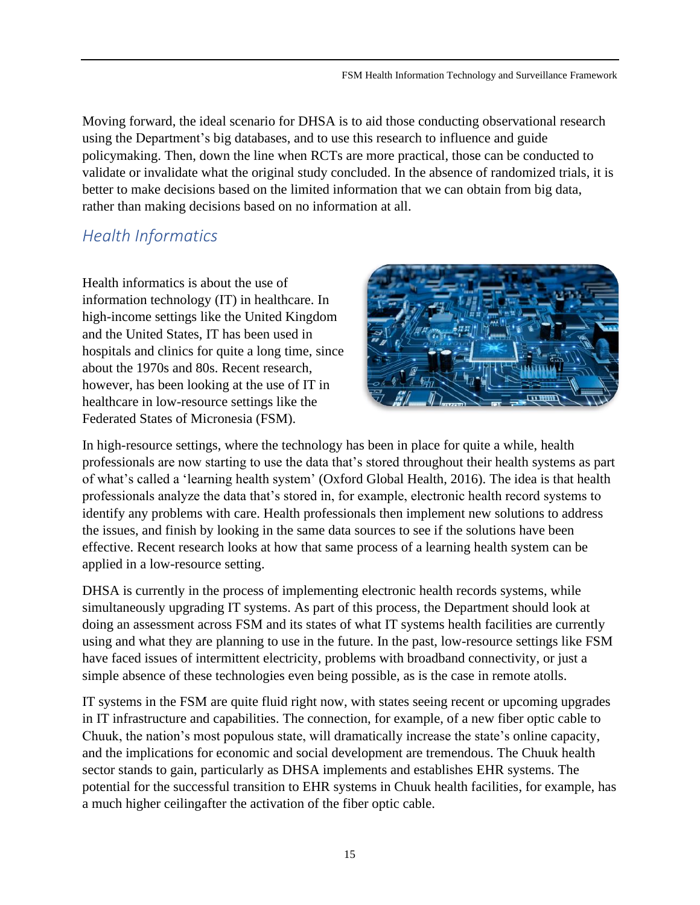Moving forward, the ideal scenario for DHSA is to aid those conducting observational research using the Department's big databases, and to use this research to influence and guide policymaking. Then, down the line when RCTs are more practical, those can be conducted to validate or invalidate what the original study concluded. In the absence of randomized trials, it is better to make decisions based on the limited information that we can obtain from big data, rather than making decisions based on no information at all.

## *Health Informatics*

Health informatics is about the use of information technology (IT) in healthcare. In high-income settings like the United Kingdom and the United States, IT has been used in hospitals and clinics for quite a long time, since about the 1970s and 80s. Recent research, however, has been looking at the use of IT in healthcare in low-resource settings like the Federated States of Micronesia (FSM).

In high-resource settings, where the technology has been in place for quite a while, health professionals are now starting to use the data that's stored throughout their health systems as part of what's called a 'learning health system' (Oxford Global Health, 2016). The idea is that health professionals analyze the data that's stored in, for example, electronic health record systems to identify any problems with care. Health professionals then implement new solutions to address the issues, and finish by looking in the same data sources to see if the solutions have been effective. Recent research looks at how that same process of a learning health system can be applied in a low-resource setting.

DHSA is currently in the process of implementing electronic health records systems, while simultaneously upgrading IT systems. As part of this process, the Department should look at doing an assessment across FSM and its states of what IT systems health facilities are currently using and what they are planning to use in the future. In the past, low-resource settings like FSM have faced issues of intermittent electricity, problems with broadband connectivity, or just a simple absence of these technologies even being possible, as is the case in remote atolls.

IT systems in the FSM are quite fluid right now, with states seeing recent or upcoming upgrades in IT infrastructure and capabilities. The connection, for example, of a new fiber optic cable to Chuuk, the nation's most populous state, will dramatically increase the state's online capacity, and the implications for economic and social development are tremendous. The Chuuk health sector stands to gain, particularly as DHSA implements and establishes EHR systems. The potential for the successful transition to EHR systems in Chuuk health facilities, for example, has a much higher ceilingafter the activation of the fiber optic cable.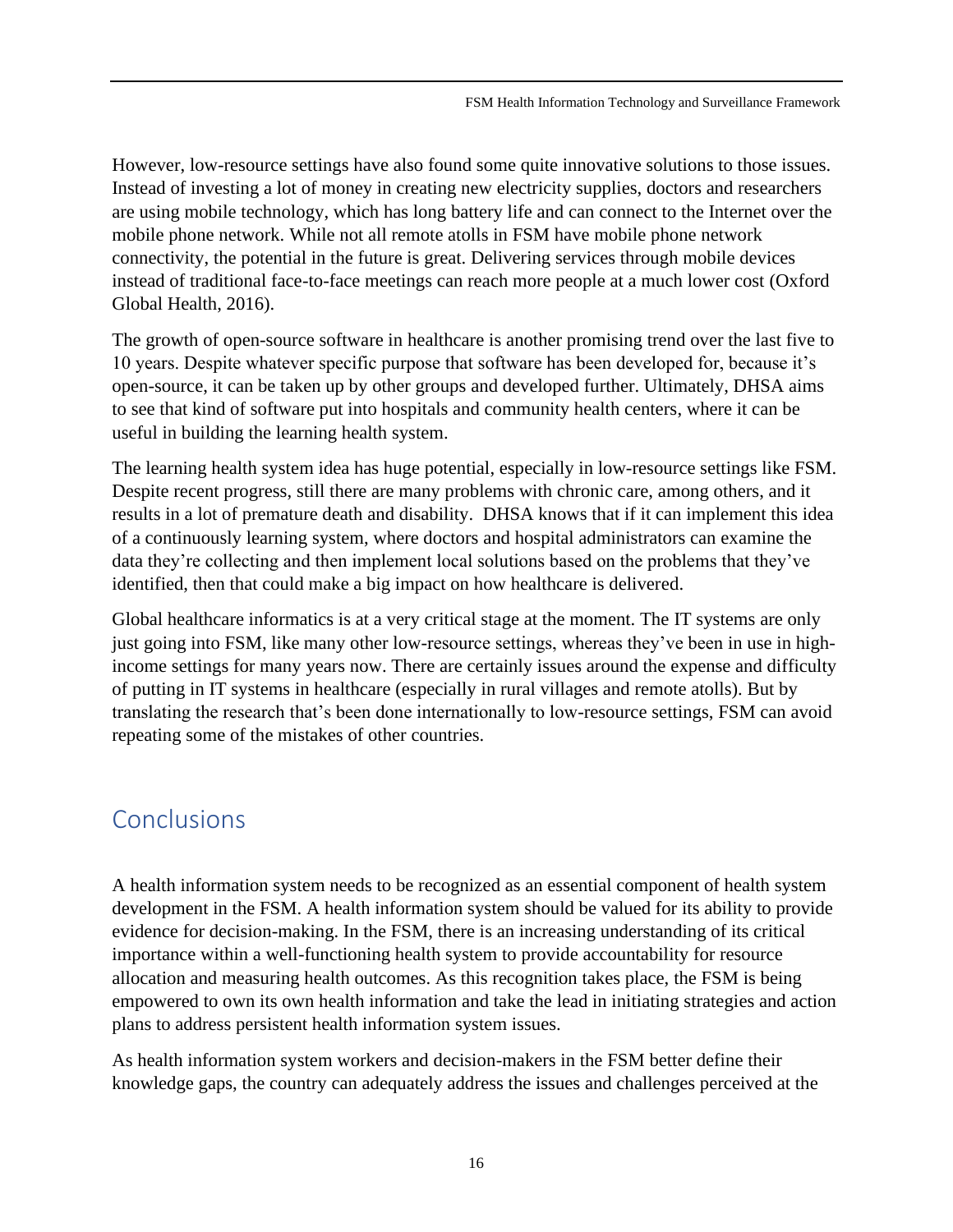However, low-resource settings have also found some quite innovative solutions to those issues. Instead of investing a lot of money in creating new electricity supplies, doctors and researchers are using mobile technology, which has long battery life and can connect to the Internet over the mobile phone network. While not all remote atolls in FSM have mobile phone network connectivity, the potential in the future is great. Delivering services through mobile devices instead of traditional face-to-face meetings can reach more people at a much lower cost (Oxford Global Health, 2016).

The growth of open-source software in healthcare is another promising trend over the last five to 10 years. Despite whatever specific purpose that software has been developed for, because it's open-source, it can be taken up by other groups and developed further. Ultimately, DHSA aims to see that kind of software put into hospitals and community health centers, where it can be useful in building the learning health system.

The learning health system idea has huge potential, especially in low-resource settings like FSM. Despite recent progress, still there are many problems with chronic care, among others, and it results in a lot of premature death and disability. DHSA knows that if it can implement this idea of a continuously learning system, where doctors and hospital administrators can examine the data they're collecting and then implement local solutions based on the problems that they've identified, then that could make a big impact on how healthcare is delivered.

Global healthcare informatics is at a very critical stage at the moment. The IT systems are only just going into FSM, like many other low-resource settings, whereas they've been in use in high-income settings for many years now. There are certainly issues around the expense and difficulty of putting in IT systems in healthcare (especially in rural villages and remote atolls). But by translating the research that's been done internationally to low-resource settings, FSM can avoid repeating some of the mistakes of other countries.

# Conclusions

A health information system needs to be recognized as an essential component of health system development in the FSM. A health information system should be valued for its ability to provide evidence for decision-making. In the FSM, there is an increasing understanding of its critical importance within a well-functioning health system to provide accountability for resource allocation and measuring health outcomes. As this recognition takes place, the FSM is being empowered to own its own health information and take the lead in initiating strategies and action plans to address persistent health information system issues.

As health information system workers and decision-makers in the FSM better define their knowledge gaps, the country can adequately address the issues and challenges perceived at the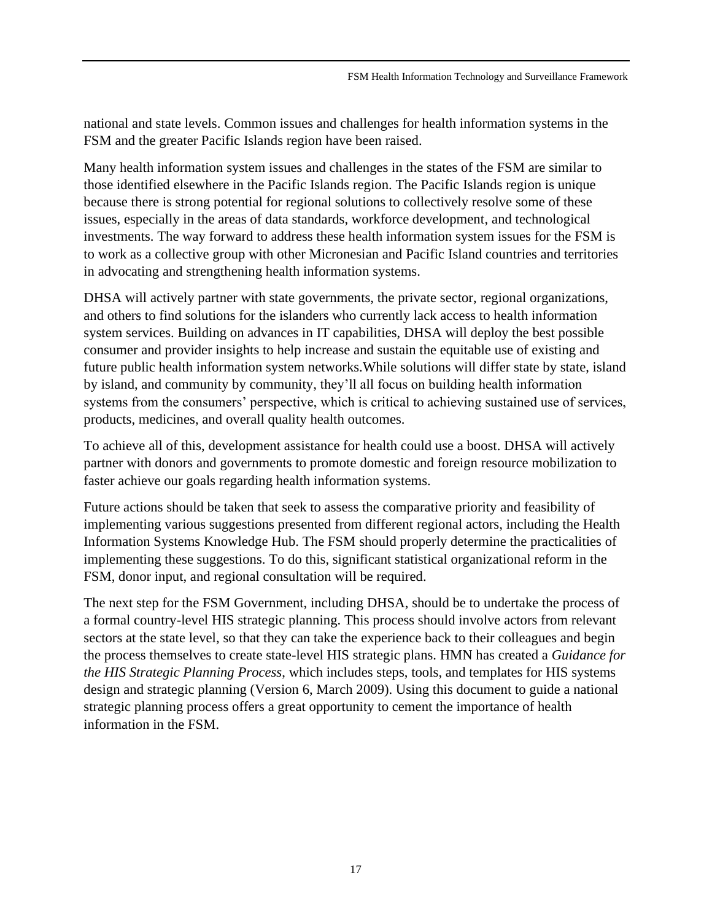national and state levels. Common issues and challenges for health information systems in the FSM and the greater Pacific Islands region have been raised.

Many health information system issues and challenges in the states of the FSM are similar to those identified elsewhere in the Pacific Islands region. The Pacific Islands region is unique because there is strong potential for regional solutions to collectively resolve some of these issues, especially in the areas of data standards, workforce development, and technological investments. The way forward to address these health information system issues for the FSM is to work as a collective group with other Micronesian and Pacific Island countries and territories in advocating and strengthening health information systems.

DHSA will actively partner with state governments, the private sector, regional organizations, and others to find solutions for the islanders who currently lack access to health information system services. Building on advances in IT capabilities, DHSA will deploy the best possible consumer and provider insights to help increase and sustain the equitable use of existing and future public health information system networks.While solutions will differ state by state, island by island, and community by community, they'll all focus on building health information systems from the consumers' perspective, which is critical to achieving sustained use of services, products, medicines, and overall quality health outcomes.

To achieve all of this, development assistance for health could use a boost. DHSA will actively partner with donors and governments to promote domestic and foreign resource mobilization to faster achieve our goals regarding health information systems.

Future actions should be taken that seek to assess the comparative priority and feasibility of implementing various suggestions presented from different regional actors, including the Health Information Systems Knowledge Hub. The FSM should properly determine the practicalities of implementing these suggestions. To do this, significant statistical organizational reform in the FSM, donor input, and regional consultation will be required.

The next step for the FSM Government, including DHSA, should be to undertake the process of a formal country-level HIS strategic planning. This process should involve actors from relevant sectors at the state level, so that they can take the experience back to their colleagues and begin the process themselves to create state-level HIS strategic plans. HMN has created a *Guidance for the HIS Strategic Planning Process*, which includes steps, tools, and templates for HIS systems design and strategic planning (Version 6, March 2009). Using this document to guide a national strategic planning process offers a great opportunity to cement the importance of health information in the FSM.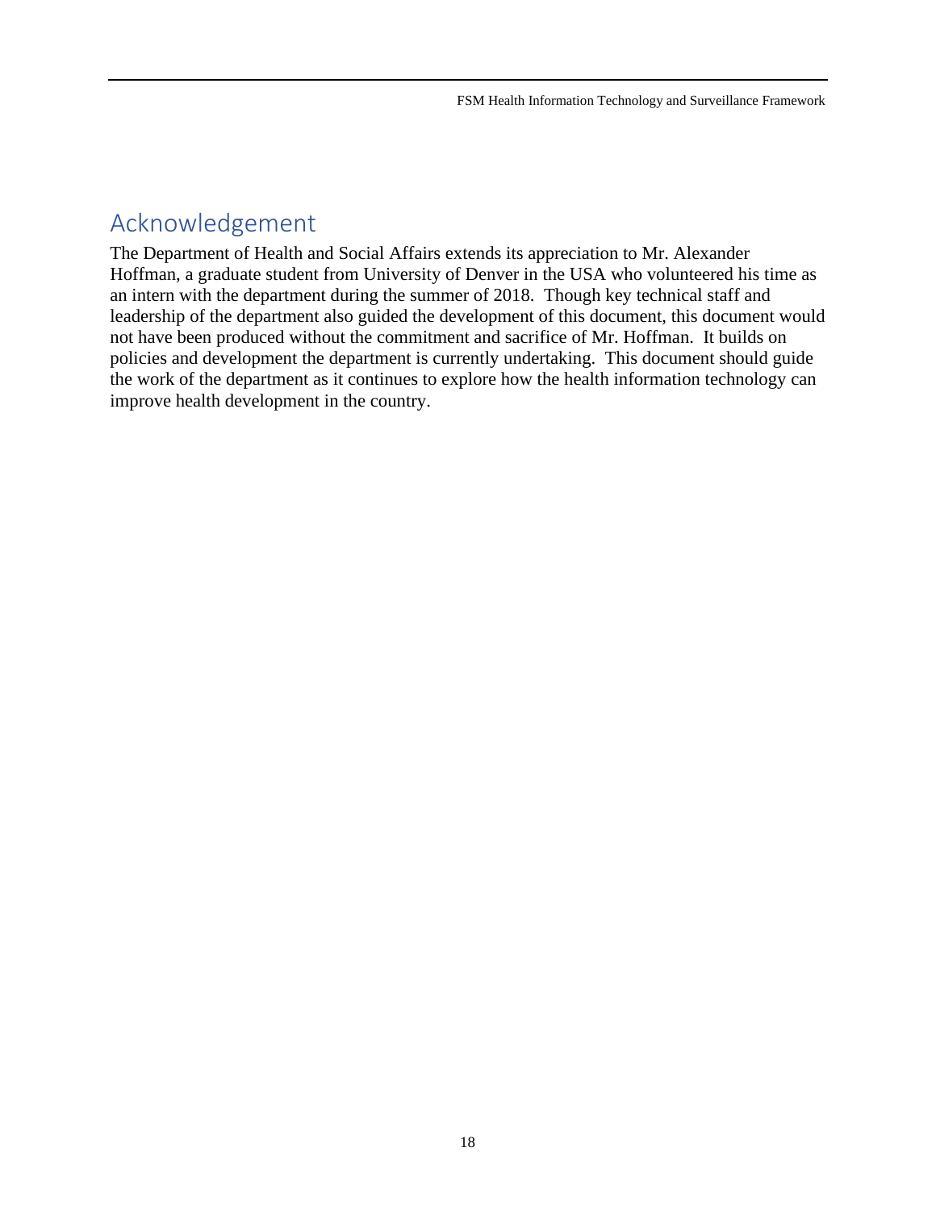# Acknowledgement

The Department of Health and Social Affairs extends its appreciation to Mr. Alexander Hoffman, a graduate student from University of Denver in the USA who volunteered his time as an intern with the department during the summer of 2018. Though key technical staff and leadership of the department also guided the development of this document, this document would not have been produced without the commitment and sacrifice of Mr. Hoffman. It builds on policies and development the department is currently undertaking. This document should guide the work of the department as it continues to explore how the health information technology can improve health development in the country.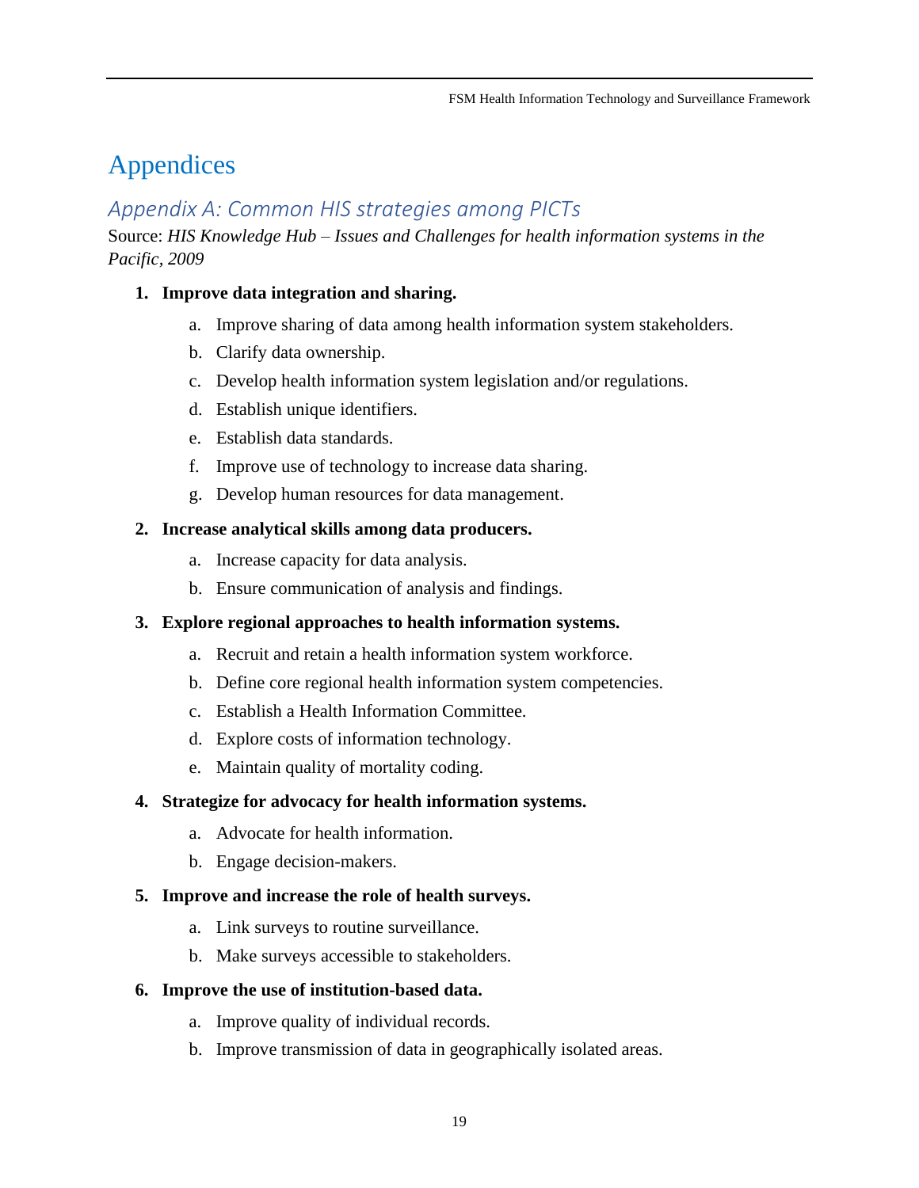# Appendices

## *Appendix A: Common HIS strategies among PICTs*

Source: *HIS Knowledge Hub – Issues and Challenges for health information systems in the Pacific, 2009*

1. **Improve data integration and sharing.**
    a. Improve sharing of data among health information system stakeholders.
    b. Clarify data ownership.
    c. Develop health information system legislation and/or regulations.
    d. Establish unique identifiers.
    e. Establish data standards.
    f. Improve use of technology to increase data sharing.
    g. Develop human resources for data management.
2. **Increase analytical skills among data producers.**
    a. Increase capacity for data analysis.
    b. Ensure communication of analysis and findings.
3. **Explore regional approaches to health information systems.**
    a. Recruit and retain a health information system workforce.
    b. Define core regional health information system competencies.
    c. Establish a Health Information Committee.
    d. Explore costs of information technology.
    e. Maintain quality of mortality coding.
4. **Strategize for advocacy for health information systems.**
    a. Advocate for health information.
    b. Engage decision-makers.
5. **Improve and increase the role of health surveys.**
    a. Link surveys to routine surveillance.
    b. Make surveys accessible to stakeholders.
6. **Improve the use of institution-based data.**
    a. Improve quality of individual records.
    b. Improve transmission of data in geographically isolated areas.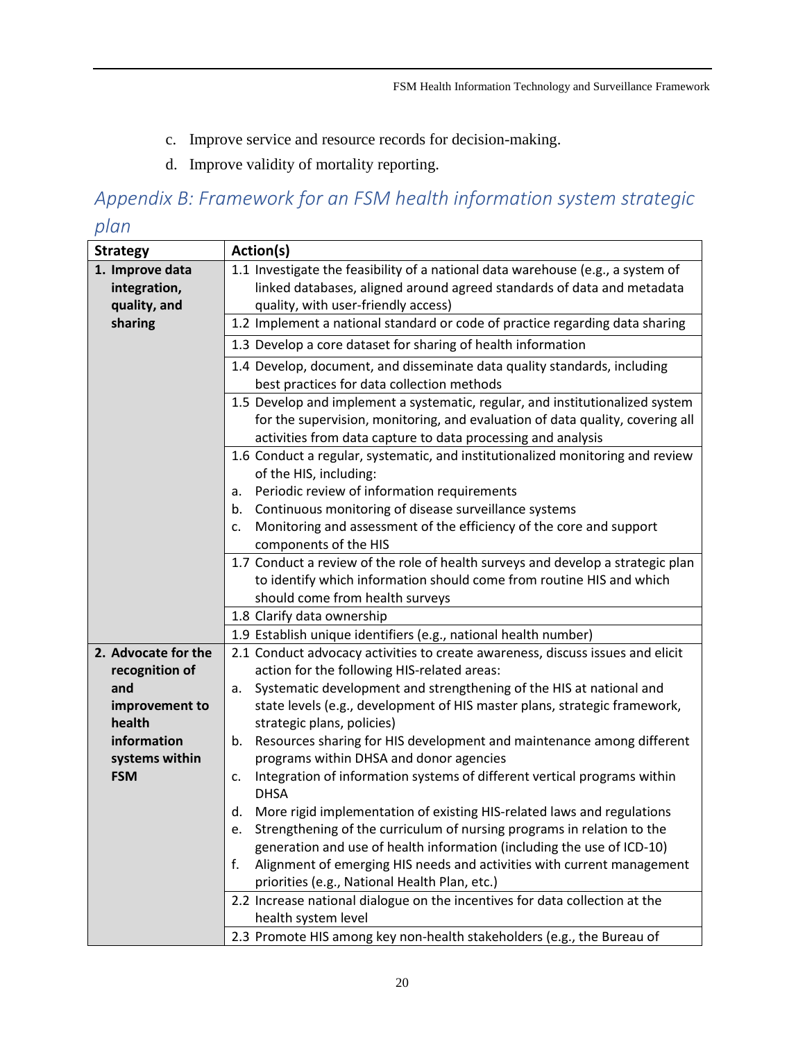c. Improve service and resource records for decision-making.
d. Improve validity of mortality reporting.

## Appendix B: Framework for an FSM health information system strategic plan

| Strategy | Action(s) |
|---|---|
| **1. Improve data integration, quality, and sharing** | 1.1 Investigate the feasibility of a national data warehouse (e.g., a system of linked databases, aligned around agreed standards of data and metadata quality, with user-friendly access) |
| | 1.2 Implement a national standard or code of practice regarding data sharing |
| | 1.3 Develop a core dataset for sharing of health information |
| | 1.4 Develop, document, and disseminate data quality standards, including best practices for data collection methods |
| | 1.5 Develop and implement a systematic, regular, and institutionalized system for the supervision, monitoring, and evaluation of data quality, covering all activities from data capture to data processing and analysis |
| | 1.6 Conduct a regular, systematic, and institutionalized monitoring and review of the HIS, including:<br>a. Periodic review of information requirements<br>b. Continuous monitoring of disease surveillance systems<br>c. Monitoring and assessment of the efficiency of the core and support components of the HIS |
| | 1.7 Conduct a review of the role of health surveys and develop a strategic plan to identify which information should come from routine HIS and which should come from health surveys |
| | 1.8 Clarify data ownership |
| | 1.9 Establish unique identifiers (e.g., national health number) |
| **2. Advocate for the recognition of and improvement to health information systems within FSM** | 2.1 Conduct advocacy activities to create awareness, discuss issues and elicit action for the following HIS-related areas:<br>a. Systematic development and strengthening of the HIS at national and state levels (e.g., development of HIS master plans, strategic framework, strategic plans, policies)<br>b. Resources sharing for HIS development and maintenance among different programs within DHSA and donor agencies<br>c. Integration of information systems of different vertical programs within DHSA<br>d. More rigid implementation of existing HIS-related laws and regulations<br>e. Strengthening of the curriculum of nursing programs in relation to the generation and use of health information (including the use of ICD-10)<br>f. Alignment of emerging HIS needs and activities with current management priorities (e.g., National Health Plan, etc.) |
| | 2.2 Increase national dialogue on the incentives for data collection at the health system level |
| | 2.3 Promote HIS among key non-health stakeholders (e.g., the Bureau of |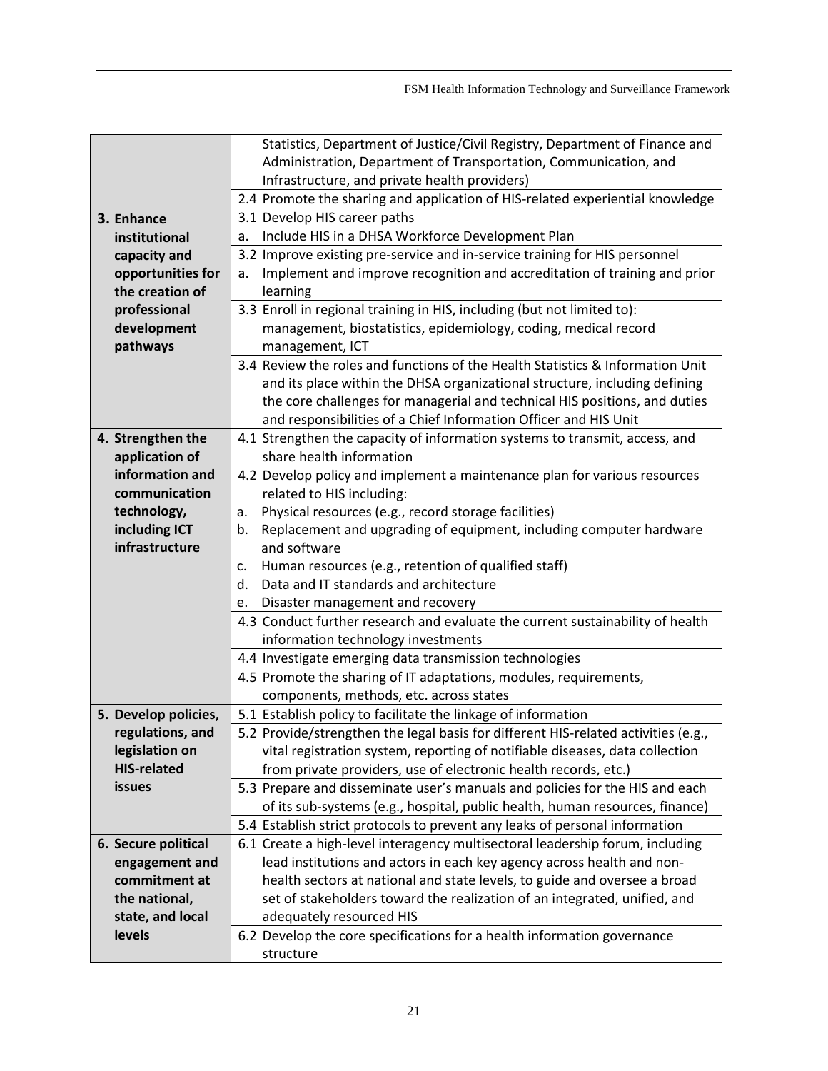| | |
|---|---|
| | Statistics, Department of Justice/Civil Registry, Department of Finance and Administration, Department of Transportation, Communication, and Infrastructure, and private health providers) |
| | 2.4 Promote the sharing and application of HIS-related experiential knowledge |
| **3. Enhance institutional capacity and opportunities for the creation of professional development pathways** | 3.1 Develop HIS career paths<br>a. Include HIS in a DHSA Workforce Development Plan |
| | 3.2 Improve existing pre-service and in-service training for HIS personnel<br>a. Implement and improve recognition and accreditation of training and prior learning |
| | 3.3 Enroll in regional training in HIS, including (but not limited to): management, biostatistics, epidemiology, coding, medical record management, ICT |
| | 3.4 Review the roles and functions of the Health Statistics & Information Unit and its place within the DHSA organizational structure, including defining the core challenges for managerial and technical HIS positions, and duties and responsibilities of a Chief Information Officer and HIS Unit |
| **4. Strengthen the application of information and communication technology, including ICT infrastructure** | 4.1 Strengthen the capacity of information systems to transmit, access, and share health information |
| | 4.2 Develop policy and implement a maintenance plan for various resources related to HIS including:<br>a. Physical resources (e.g., record storage facilities)<br>b. Replacement and upgrading of equipment, including computer hardware and software<br>c. Human resources (e.g., retention of qualified staff)<br>d. Data and IT standards and architecture<br>e. Disaster management and recovery |
| | 4.3 Conduct further research and evaluate the current sustainability of health information technology investments |
| | 4.4 Investigate emerging data transmission technologies |
| | 4.5 Promote the sharing of IT adaptations, modules, requirements, components, methods, etc. across states |
| **5. Develop policies, regulations, and legislation on HIS-related issues** | 5.1 Establish policy to facilitate the linkage of information |
| | 5.2 Provide/strengthen the legal basis for different HIS-related activities (e.g., vital registration system, reporting of notifiable diseases, data collection from private providers, use of electronic health records, etc.) |
| | 5.3 Prepare and disseminate user's manuals and policies for the HIS and each of its sub-systems (e.g., hospital, public health, human resources, finance) |
| | 5.4 Establish strict protocols to prevent any leaks of personal information |
| **6. Secure political engagement and commitment at the national, state, and local levels** | 6.1 Create a high-level interagency multisectoral leadership forum, including lead institutions and actors in each key agency across health and non-health sectors at national and state levels, to guide and oversee a broad set of stakeholders toward the realization of an integrated, unified, and adequately resourced HIS |
| | 6.2 Develop the core specifications for a health information governance structure |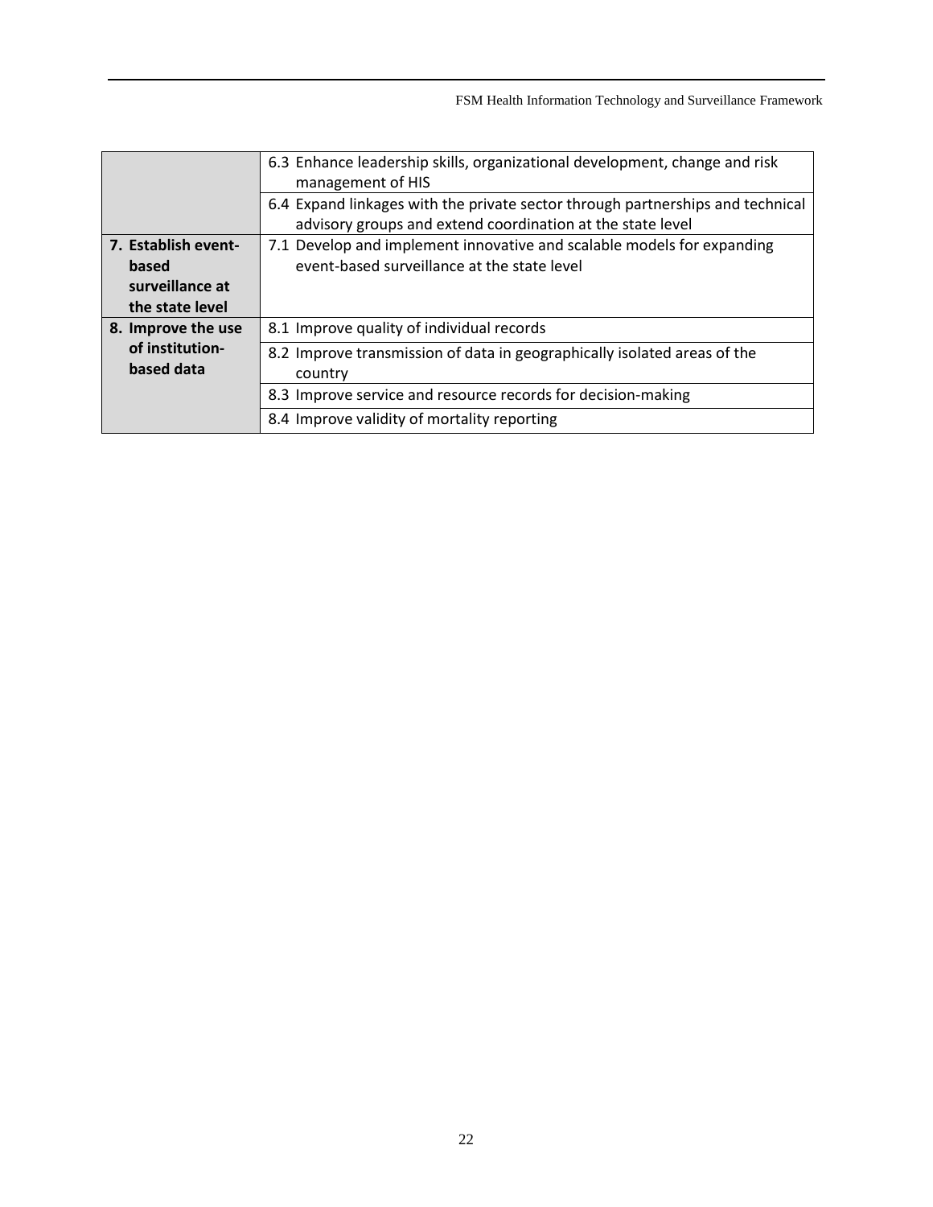| | |
|---|---|
| | 6.3 Enhance leadership skills, organizational development, change and risk management of HIS |
| | 6.4 Expand linkages with the private sector through partnerships and technical advisory groups and extend coordination at the state level |
| **7. Establish event-based surveillance at the state level** | 7.1 Develop and implement innovative and scalable models for expanding event-based surveillance at the state level |
| **8. Improve the use of institution-based data** | 8.1 Improve quality of individual records |
| | 8.2 Improve transmission of data in geographically isolated areas of the country |
| | 8.3 Improve service and resource records for decision-making |
| | 8.4 Improve validity of mortality reporting |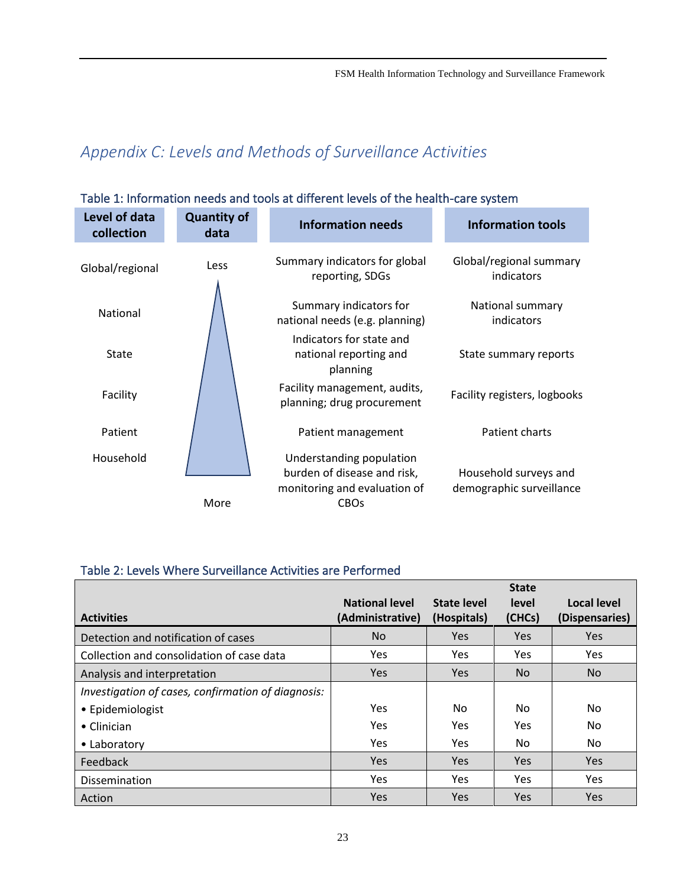## Appendix C: Levels and Methods of Surveillance Activities

### Table 1: Information needs and tools at different levels of the health-care system

| Level of data collection | Quantity of data | Information needs | Information tools |
|---|---|---|---|
| Global/regional | Less | Summary indicators for global reporting, SDGs | Global/regional summary indicators |
| National | | Summary indicators for national needs (e.g. planning) | National summary indicators |
| State | | Indicators for state and national reporting and planning | State summary reports |
| Facility | | Facility management, audits, planning; drug procurement | Facility registers, logbooks |
| Patient | | Patient management | Patient charts |
| Household | More | Understanding population burden of disease and risk, monitoring and evaluation of CBOs | Household surveys and demographic surveillance |

### Table 2: Levels Where Surveillance Activities are Performed

| Activities | National level (Administrative) | State level (Hospitals) | State level (CHCs) | Local level (Dispensaries) |
|---|---|---|---|---|
| Detection and notification of cases | No | Yes | Yes | Yes |
| Collection and consolidation of case data | Yes | Yes | Yes | Yes |
| Analysis and interpretation | Yes | Yes | No | No |
| *Investigation of cases, confirmation of diagnosis:* | | | | |
| • Epidemiologist | Yes | No | No | No |
| • Clinician | Yes | Yes | Yes | No |
| • Laboratory | Yes | Yes | No | No |
| Feedback | Yes | Yes | Yes | Yes |
| Dissemination | Yes | Yes | Yes | Yes |
| Action | Yes | Yes | Yes | Yes |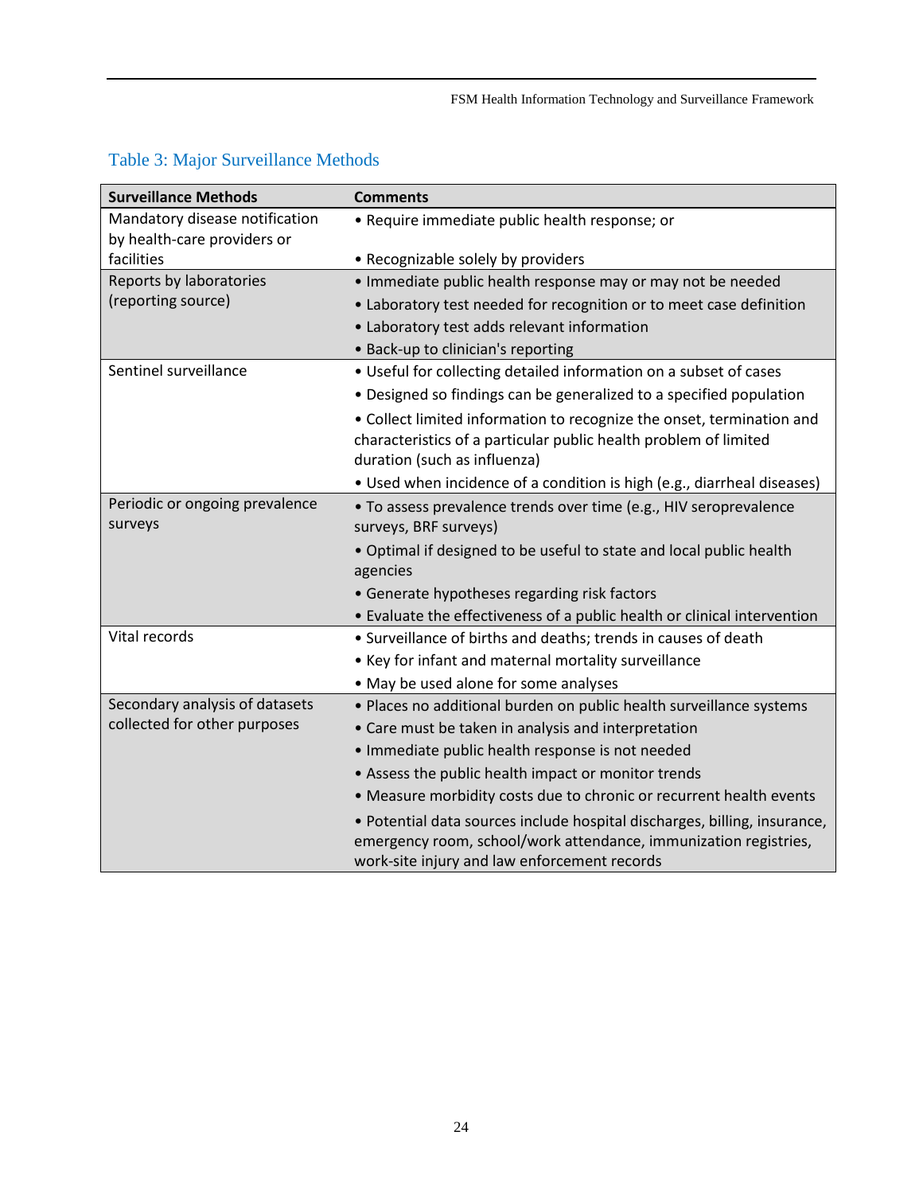### Table 3: Major Surveillance Methods

| Surveillance Methods | Comments |
|---|---|
| Mandatory disease notification by health-care providers or facilities | • Require immediate public health response; or<br>• Recognizable solely by providers |
| Reports by laboratories (reporting source) | • Immediate public health response may or may not be needed<br>• Laboratory test needed for recognition or to meet case definition<br>• Laboratory test adds relevant information<br>• Back-up to clinician's reporting |
| Sentinel surveillance | • Useful for collecting detailed information on a subset of cases<br>• Designed so findings can be generalized to a specified population<br>• Collect limited information to recognize the onset, termination and characteristics of a particular public health problem of limited duration (such as influenza)<br>• Used when incidence of a condition is high (e.g., diarrheal diseases) |
| Periodic or ongoing prevalence surveys | • To assess prevalence trends over time (e.g., HIV seroprevalence surveys, BRF surveys)<br>• Optimal if designed to be useful to state and local public health agencies<br>• Generate hypotheses regarding risk factors<br>• Evaluate the effectiveness of a public health or clinical intervention |
| Vital records | • Surveillance of births and deaths; trends in causes of death<br>• Key for infant and maternal mortality surveillance<br>• May be used alone for some analyses |
| Secondary analysis of datasets collected for other purposes | • Places no additional burden on public health surveillance systems<br>• Care must be taken in analysis and interpretation<br>• Immediate public health response is not needed<br>• Assess the public health impact or monitor trends<br>• Measure morbidity costs due to chronic or recurrent health events<br>• Potential data sources include hospital discharges, billing, insurance, emergency room, school/work attendance, immunization registries, work-site injury and law enforcement records |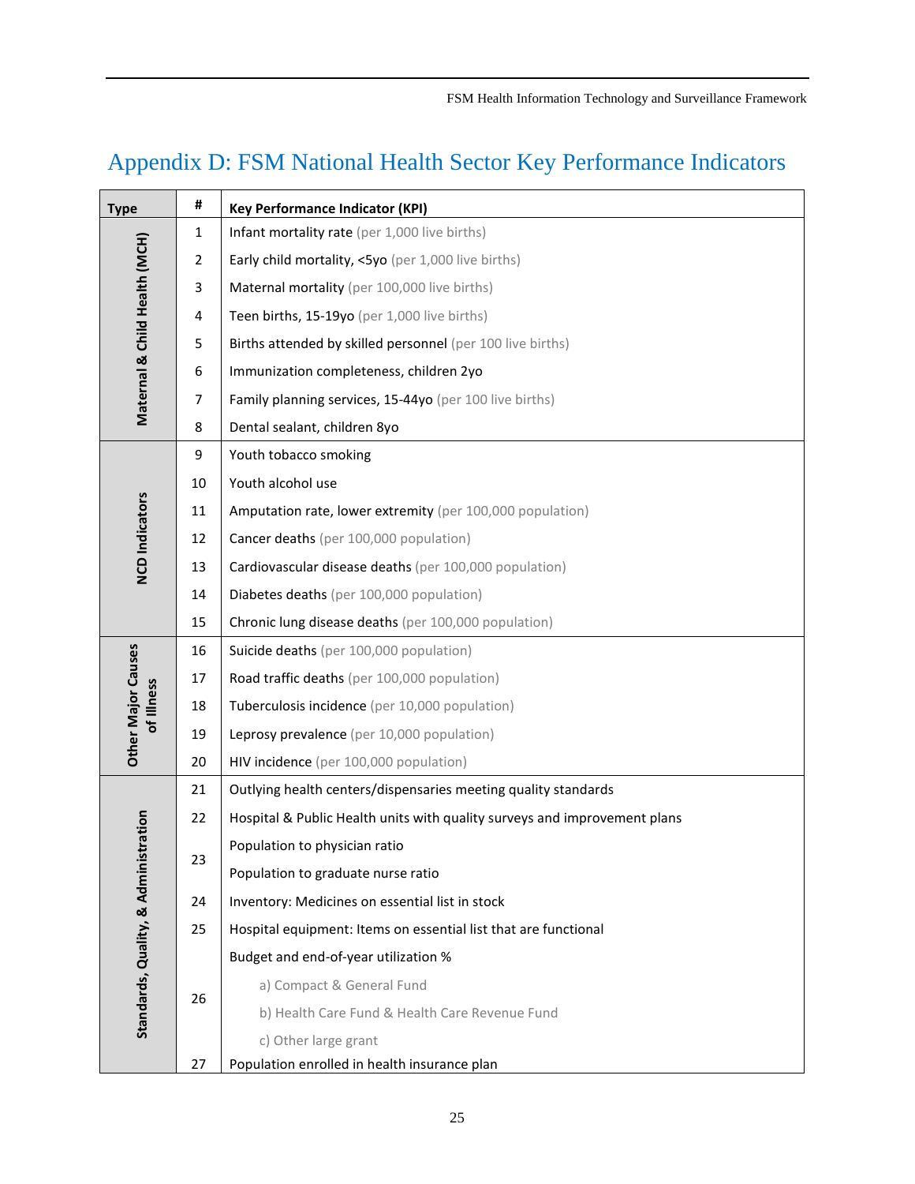# Appendix D: FSM National Health Sector Key Performance Indicators

| Type | # | Key Performance Indicator (KPI) |
|---|---|---|
| Maternal & Child Health (MCH) | 1 | Infant mortality rate (per 1,000 live births) |
| | 2 | Early child mortality, <5yo (per 1,000 live births) |
| | 3 | Maternal mortality (per 100,000 live births) |
| | 4 | Teen births, 15-19yo (per 1,000 live births) |
| | 5 | Births attended by skilled personnel (per 100 live births) |
| | 6 | Immunization completeness, children 2yo |
| | 7 | Family planning services, 15-44yo (per 100 live births) |
| | 8 | Dental sealant, children 8yo |
| NCD Indicators | 9 | Youth tobacco smoking |
| | 10 | Youth alcohol use |
| | 11 | Amputation rate, lower extremity (per 100,000 population) |
| | 12 | Cancer deaths (per 100,000 population) |
| | 13 | Cardiovascular disease deaths (per 100,000 population) |
| | 14 | Diabetes deaths (per 100,000 population) |
| | 15 | Chronic lung disease deaths (per 100,000 population) |
| Other Major Causes of Illness | 16 | Suicide deaths (per 100,000 population) |
| | 17 | Road traffic deaths (per 100,000 population) |
| | 18 | Tuberculosis incidence (per 10,000 population) |
| | 19 | Leprosy prevalence (per 10,000 population) |
| | 20 | HIV incidence (per 100,000 population) |
| Standards, Quality, & Administration | 21 | Outlying health centers/dispensaries meeting quality standards |
| | 22 | Hospital & Public Health units with quality surveys and improvement plans |
| | 23 | Population to physician ratio<br>Population to graduate nurse ratio |
| | 24 | Inventory: Medicines on essential list in stock |
| | 25 | Hospital equipment: Items on essential list that are functional |
| | 26 | Budget and end-of-year utilization %<br>a) Compact & General Fund<br>b) Health Care Fund & Health Care Revenue Fund<br>c) Other large grant |
| | 27 | Population enrolled in health insurance plan |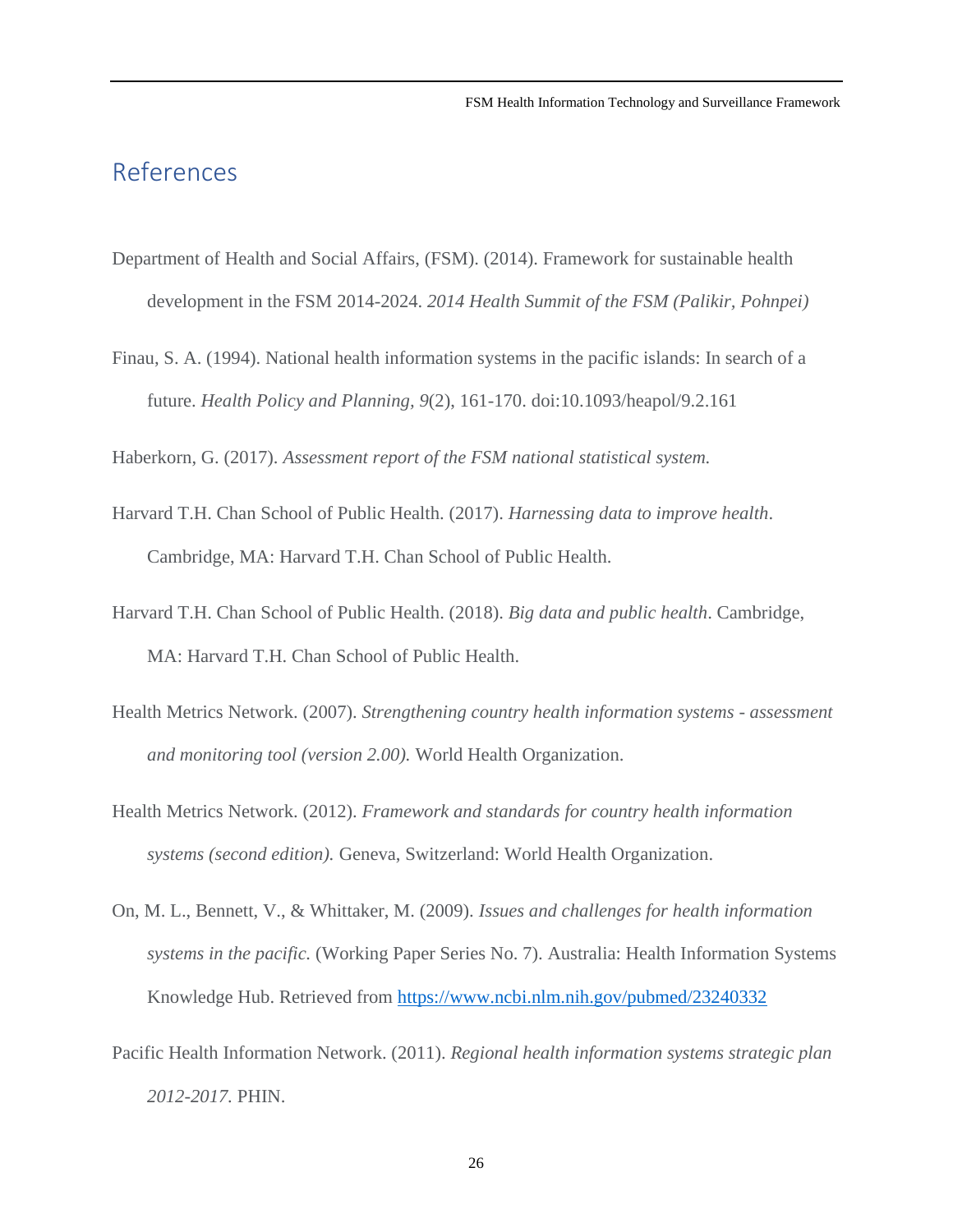# References

Department of Health and Social Affairs, (FSM). (2014). Framework for sustainable health development in the FSM 2014-2024. *2014 Health Summit of the FSM (Palikir, Pohnpei)*

Finau, S. A. (1994). National health information systems in the pacific islands: In search of a future. *Health Policy and Planning, 9*(2), 161-170. doi:10.1093/heapol/9.2.161

Haberkorn, G. (2017). *Assessment report of the FSM national statistical system.*

Harvard T.H. Chan School of Public Health. (2017). *Harnessing data to improve health*. Cambridge, MA: Harvard T.H. Chan School of Public Health.

Harvard T.H. Chan School of Public Health. (2018). *Big data and public health*. Cambridge, MA: Harvard T.H. Chan School of Public Health.

Health Metrics Network. (2007). *Strengthening country health information systems - assessment and monitoring tool (version 2.00).* World Health Organization.

Health Metrics Network. (2012). *Framework and standards for country health information systems (second edition).* Geneva, Switzerland: World Health Organization.

On, M. L., Bennett, V., & Whittaker, M. (2009). *Issues and challenges for health information systems in the pacific.* (Working Paper Series No. 7). Australia: Health Information Systems Knowledge Hub. Retrieved from https://www.ncbi.nlm.nih.gov/pubmed/23240332

Pacific Health Information Network. (2011). *Regional health information systems strategic plan 2012-2017*. PHIN.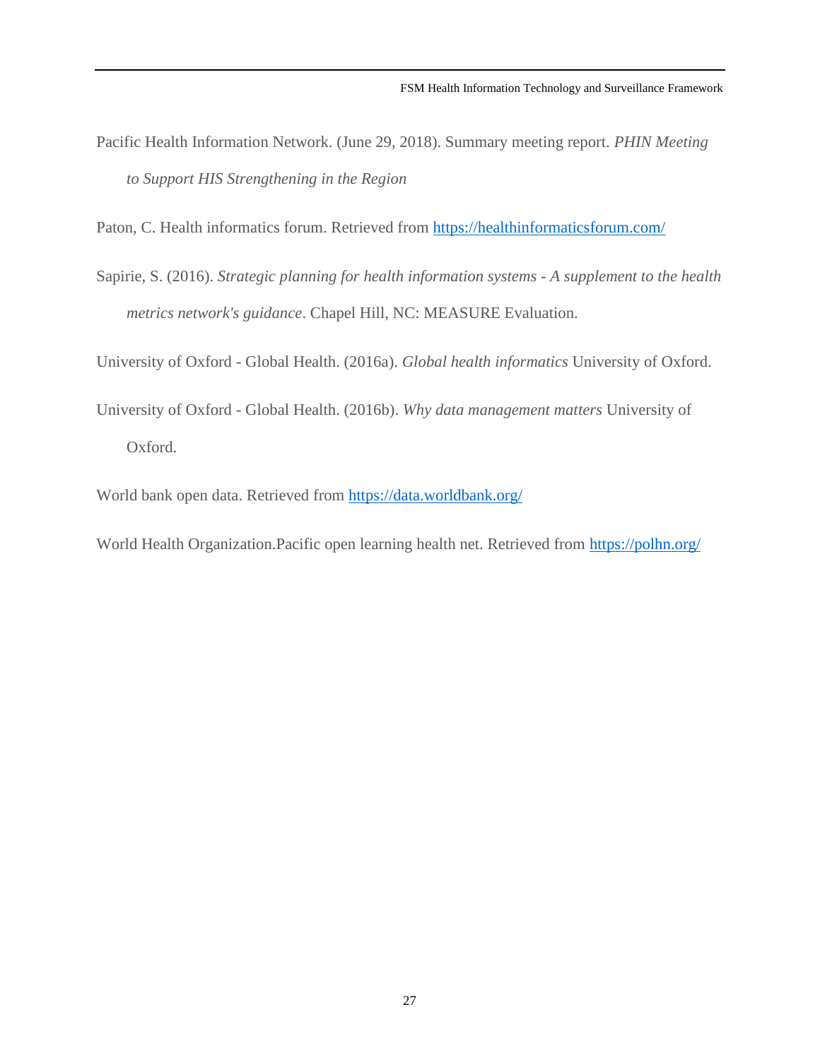Pacific Health Information Network. (June 29, 2018). Summary meeting report. *PHIN Meeting to Support HIS Strengthening in the Region*

Paton, C. Health informatics forum. Retrieved from https://healthinformaticsforum.com/

Sapirie, S. (2016). *Strategic planning for health information systems - A supplement to the health metrics network's guidance*. Chapel Hill, NC: MEASURE Evaluation.

University of Oxford - Global Health. (2016a). *Global health informatics* University of Oxford.

University of Oxford - Global Health. (2016b). *Why data management matters* University of Oxford.

World bank open data. Retrieved from https://data.worldbank.org/

World Health Organization.Pacific open learning health net. Retrieved from https://polhn.org/